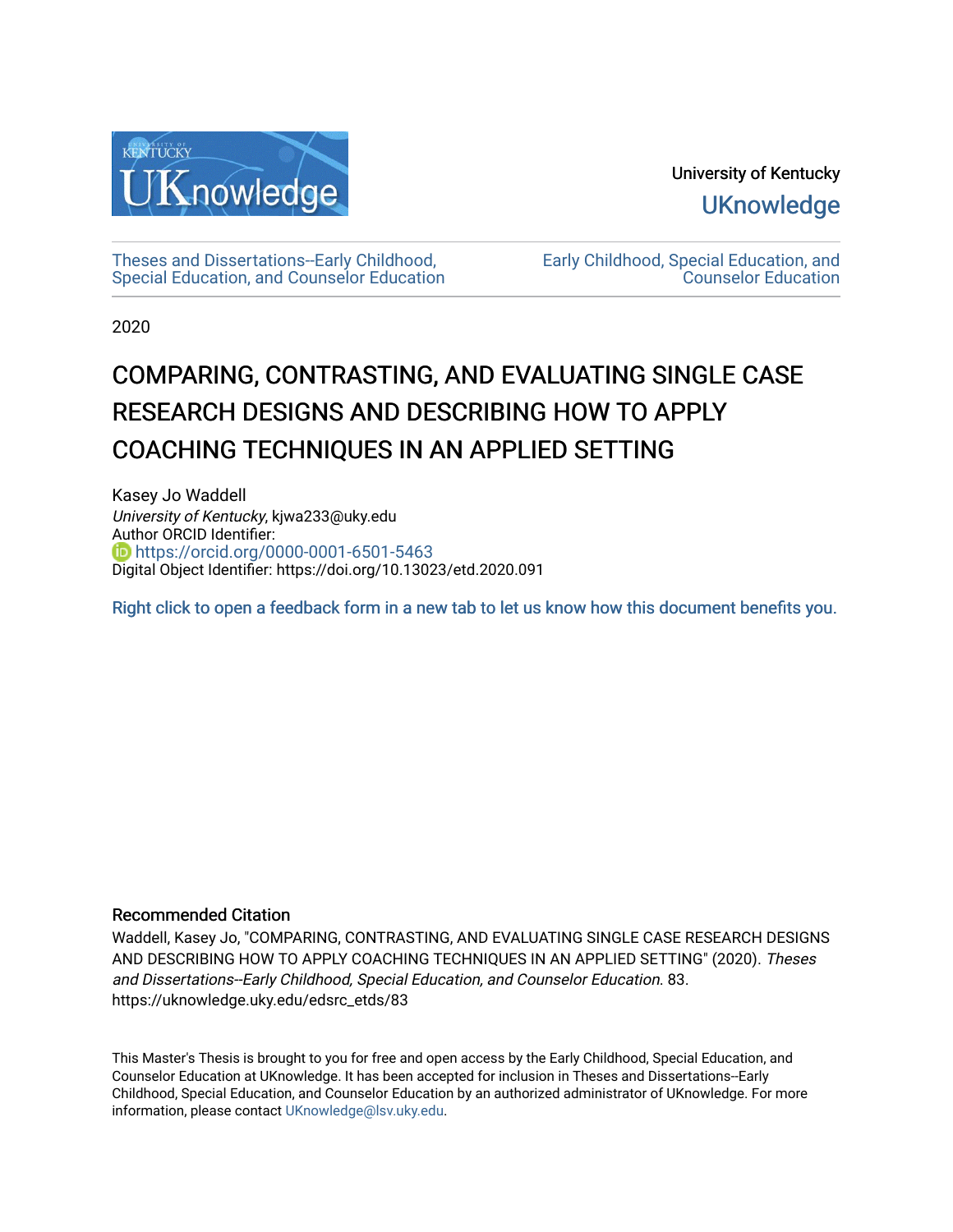University of Kentucky

UKnowledge

Theses and Dissertations--Early Childhood, Special Education, and Counselor Education

Early Childhood, Special Education, and Counselor Education

2020

# COMPARING, CONTRASTING, AND EVALUATING SINGLE CASE RESEARCH DESIGNS AND DESCRIBING HOW TO APPLY COACHING TECHNIQUES IN AN APPLIED SETTING

Kasey Jo Waddell
*University of Kentucky*, kjwa233@uky.edu
Author ORCID Identifier:
https://orcid.org/0000-0001-6501-5463
Digital Object Identifier: https://doi.org/10.13023/etd.2020.091

Right click to open a feedback form in a new tab to let us know how this document benefits you.

### Recommended Citation

Waddell, Kasey Jo, "COMPARING, CONTRASTING, AND EVALUATING SINGLE CASE RESEARCH DESIGNS AND DESCRIBING HOW TO APPLY COACHING TECHNIQUES IN AN APPLIED SETTING" (2020). *Theses and Dissertations--Early Childhood, Special Education, and Counselor Education*. 83.
https://uknowledge.uky.edu/edsrc_etds/83

This Master's Thesis is brought to you for free and open access by the Early Childhood, Special Education, and Counselor Education at UKnowledge. It has been accepted for inclusion in Theses and Dissertations--Early Childhood, Special Education, and Counselor Education by an authorized administrator of UKnowledge. For more information, please contact UKnowledge@lsv.uky.edu.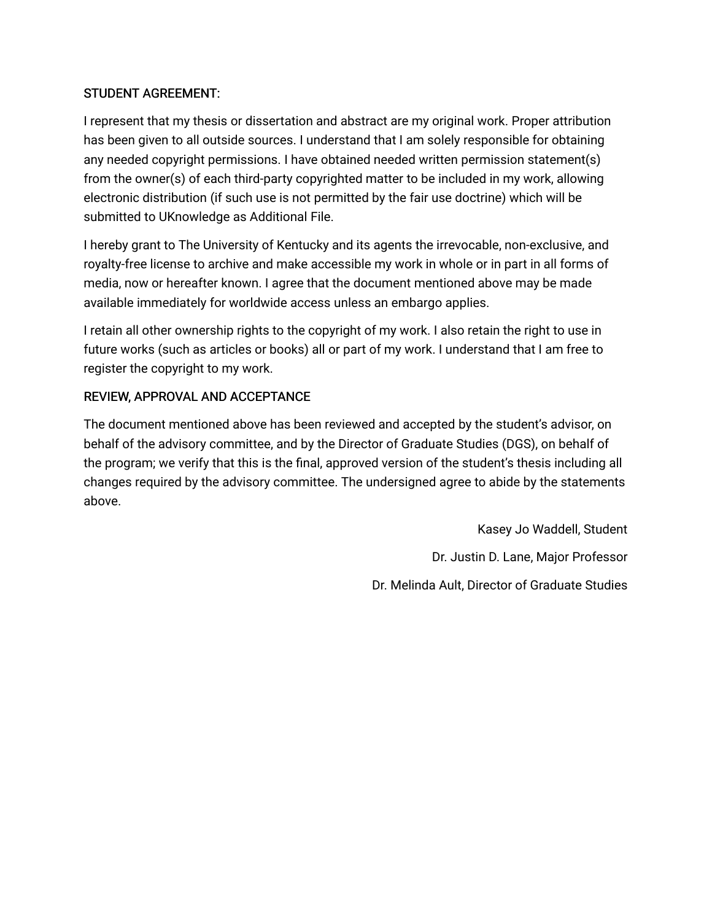STUDENT AGREEMENT:

I represent that my thesis or dissertation and abstract are my original work. Proper attribution has been given to all outside sources. I understand that I am solely responsible for obtaining any needed copyright permissions. I have obtained needed written permission statement(s) from the owner(s) of each third-party copyrighted matter to be included in my work, allowing electronic distribution (if such use is not permitted by the fair use doctrine) which will be submitted to UKnowledge as Additional File.

I hereby grant to The University of Kentucky and its agents the irrevocable, non-exclusive, and royalty-free license to archive and make accessible my work in whole or in part in all forms of media, now or hereafter known. I agree that the document mentioned above may be made available immediately for worldwide access unless an embargo applies.

I retain all other ownership rights to the copyright of my work. I also retain the right to use in future works (such as articles or books) all or part of my work. I understand that I am free to register the copyright to my work.

REVIEW, APPROVAL AND ACCEPTANCE

The document mentioned above has been reviewed and accepted by the student's advisor, on behalf of the advisory committee, and by the Director of Graduate Studies (DGS), on behalf of the program; we verify that this is the final, approved version of the student's thesis including all changes required by the advisory committee. The undersigned agree to abide by the statements above.

Kasey Jo Waddell, Student

Dr. Justin D. Lane, Major Professor

Dr. Melinda Ault, Director of Graduate Studies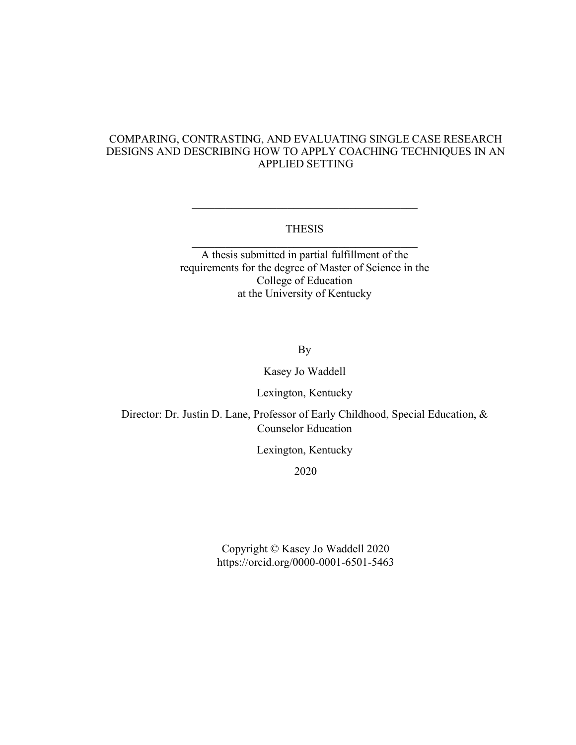# COMPARING, CONTRASTING, AND EVALUATING SINGLE CASE RESEARCH DESIGNS AND DESCRIBING HOW TO APPLY COACHING TECHNIQUES IN AN APPLIED SETTING

---

THESIS

---

A thesis submitted in partial fulfillment of the requirements for the degree of Master of Science in the College of Education at the University of Kentucky

By

Kasey Jo Waddell

Lexington, Kentucky

Director: Dr. Justin D. Lane, Professor of Early Childhood, Special Education, & Counselor Education

Lexington, Kentucky

2020

Copyright © Kasey Jo Waddell 2020
https://orcid.org/0000-0001-6501-5463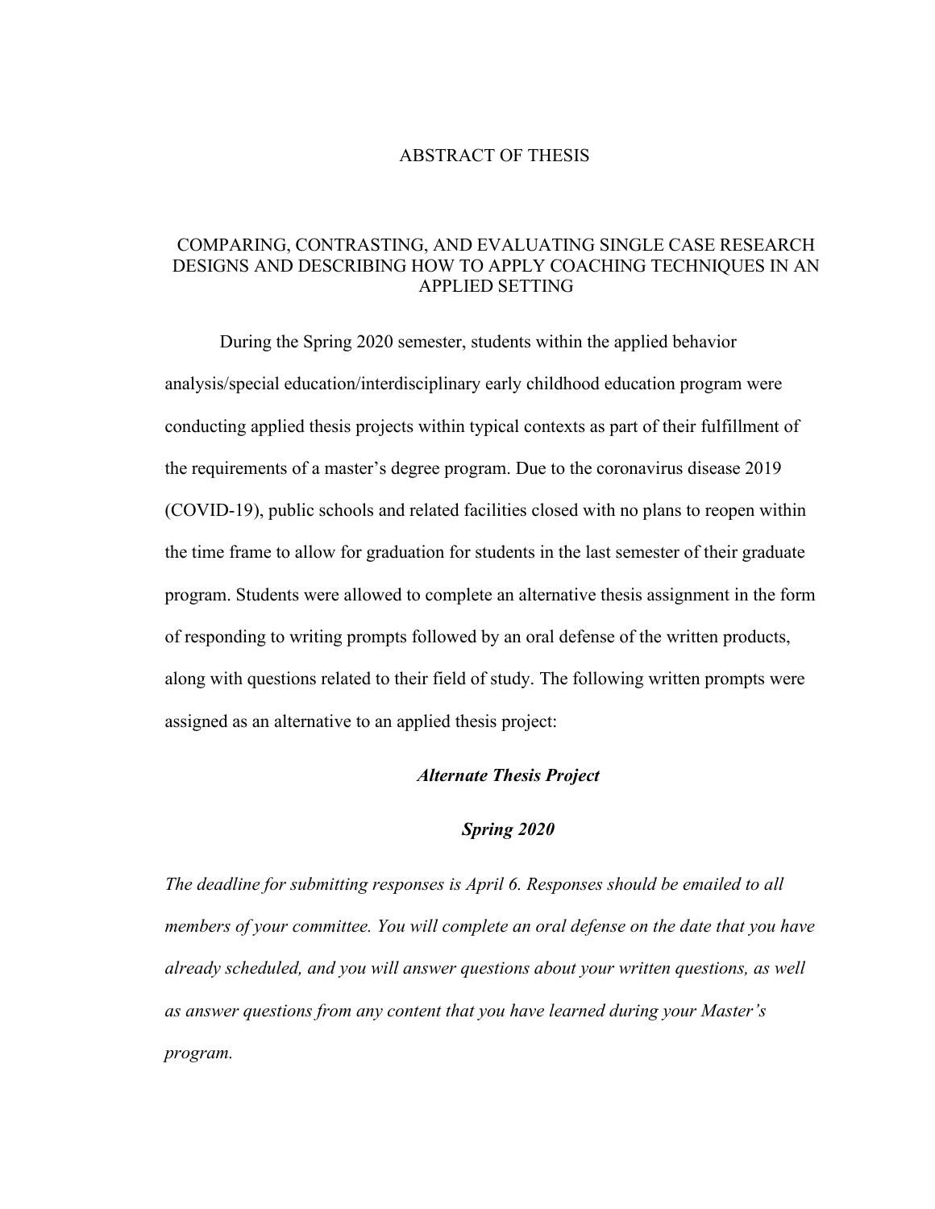# ABSTRACT OF THESIS

## COMPARING, CONTRASTING, AND EVALUATING SINGLE CASE RESEARCH DESIGNS AND DESCRIBING HOW TO APPLY COACHING TECHNIQUES IN AN APPLIED SETTING

During the Spring 2020 semester, students within the applied behavior analysis/special education/interdisciplinary early childhood education program were conducting applied thesis projects within typical contexts as part of their fulfillment of the requirements of a master's degree program. Due to the coronavirus disease 2019 (COVID-19), public schools and related facilities closed with no plans to reopen within the time frame to allow for graduation for students in the last semester of their graduate program. Students were allowed to complete an alternative thesis assignment in the form of responding to writing prompts followed by an oral defense of the written products, along with questions related to their field of study. The following written prompts were assigned as an alternative to an applied thesis project:

***Alternate Thesis Project***

***Spring 2020***

*The deadline for submitting responses is April 6. Responses should be emailed to all members of your committee. You will complete an oral defense on the date that you have already scheduled, and you will answer questions about your written questions, as well as answer questions from any content that you have learned during your Master's program.*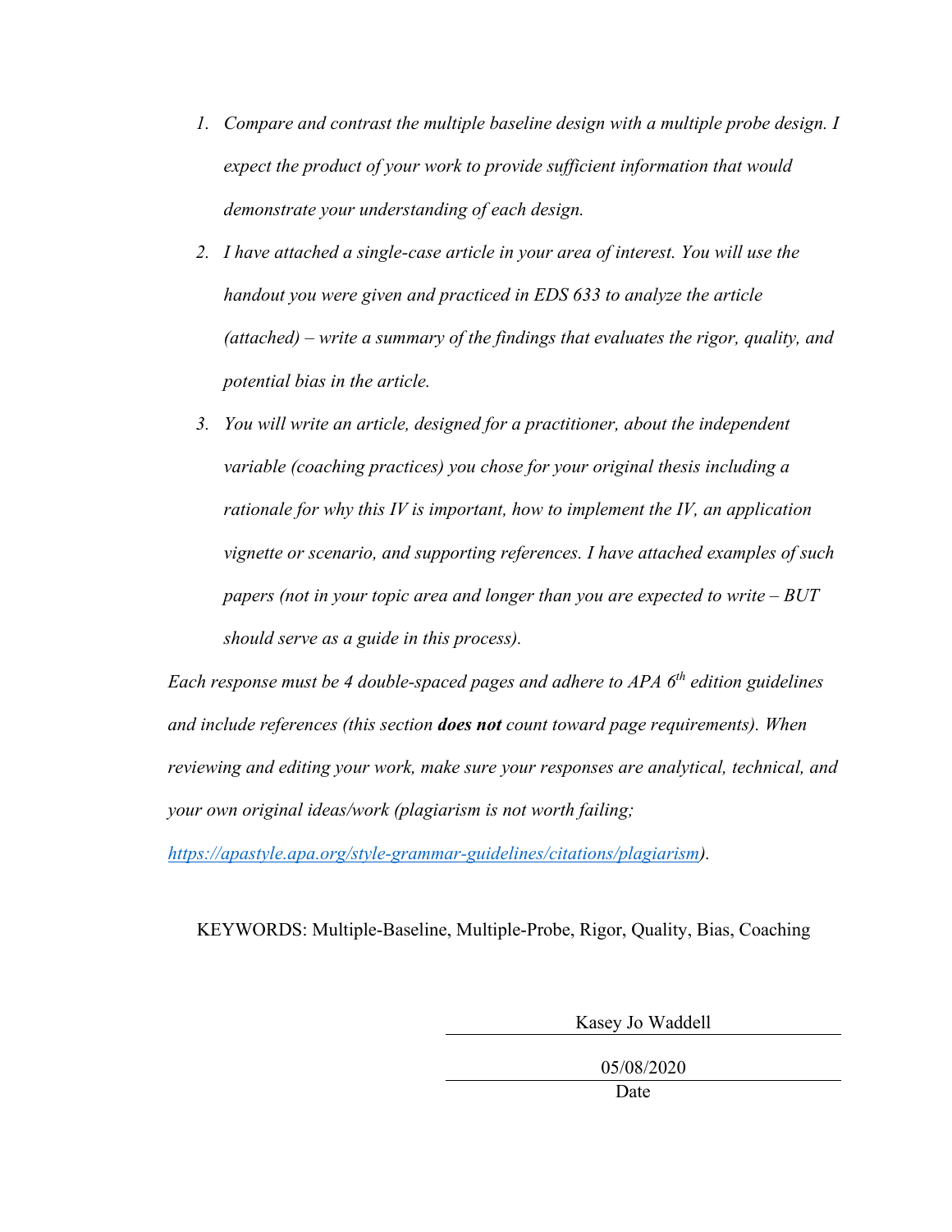1. *Compare and contrast the multiple baseline design with a multiple probe design. I expect the product of your work to provide sufficient information that would demonstrate your understanding of each design.*
2. *I have attached a single-case article in your area of interest. You will use the handout you were given and practiced in EDS 633 to analyze the article (attached) – write a summary of the findings that evaluates the rigor, quality, and potential bias in the article.*
3. *You will write an article, designed for a practitioner, about the independent variable (coaching practices) you chose for your original thesis including a rationale for why this IV is important, how to implement the IV, an application vignette or scenario, and supporting references. I have attached examples of such papers (not in your topic area and longer than you are expected to write – BUT should serve as a guide in this process).*

*Each response must be 4 double-spaced pages and adhere to APA 6th edition guidelines and include references (this section **does not** count toward page requirements). When reviewing and editing your work, make sure your responses are analytical, technical, and your own original ideas/work (plagiarism is not worth failing; [https://apastyle.apa.org/style-grammar-guidelines/citations/plagiarism](https://apastyle.apa.org/style-grammar-guidelines/citations/plagiarism)).*

KEYWORDS: Multiple-Baseline, Multiple-Probe, Rigor, Quality, Bias, Coaching

Kasey Jo Waddell

05/08/2020

Date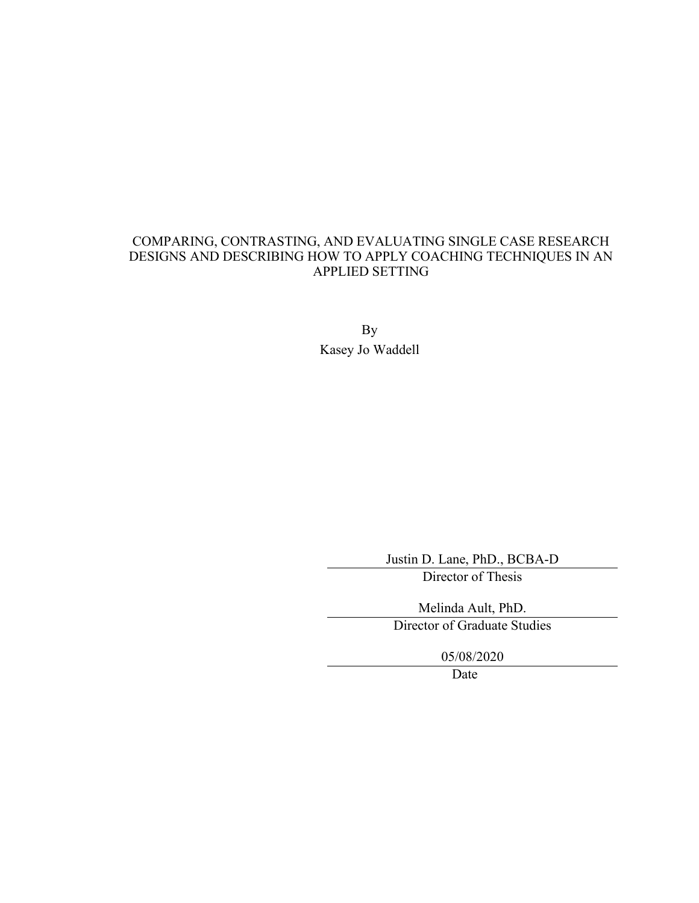COMPARING, CONTRASTING, AND EVALUATING SINGLE CASE RESEARCH DESIGNS AND DESCRIBING HOW TO APPLY COACHING TECHNIQUES IN AN APPLIED SETTING

By

Kasey Jo Waddell

Justin D. Lane, PhD., BCBA-D

Director of Thesis

Melinda Ault, PhD.

Director of Graduate Studies

05/08/2020

Date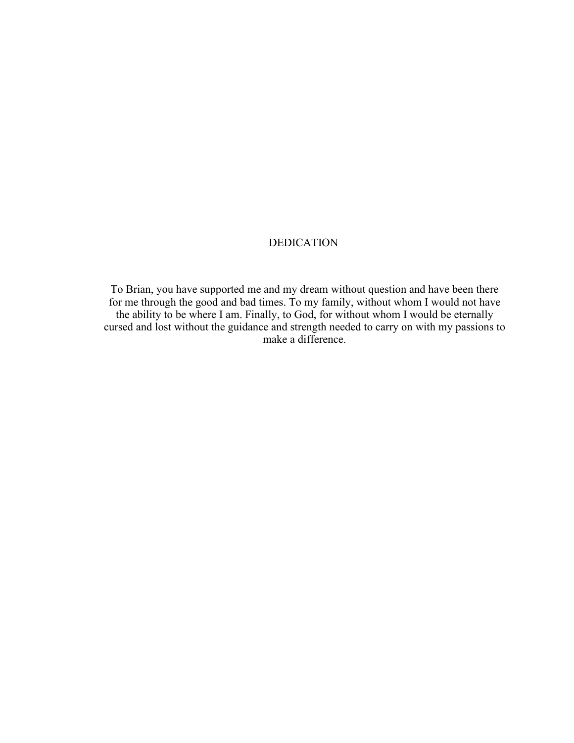# DEDICATION

To Brian, you have supported me and my dream without question and have been there for me through the good and bad times. To my family, without whom I would not have the ability to be where I am. Finally, to God, for without whom I would be eternally cursed and lost without the guidance and strength needed to carry on with my passions to make a difference.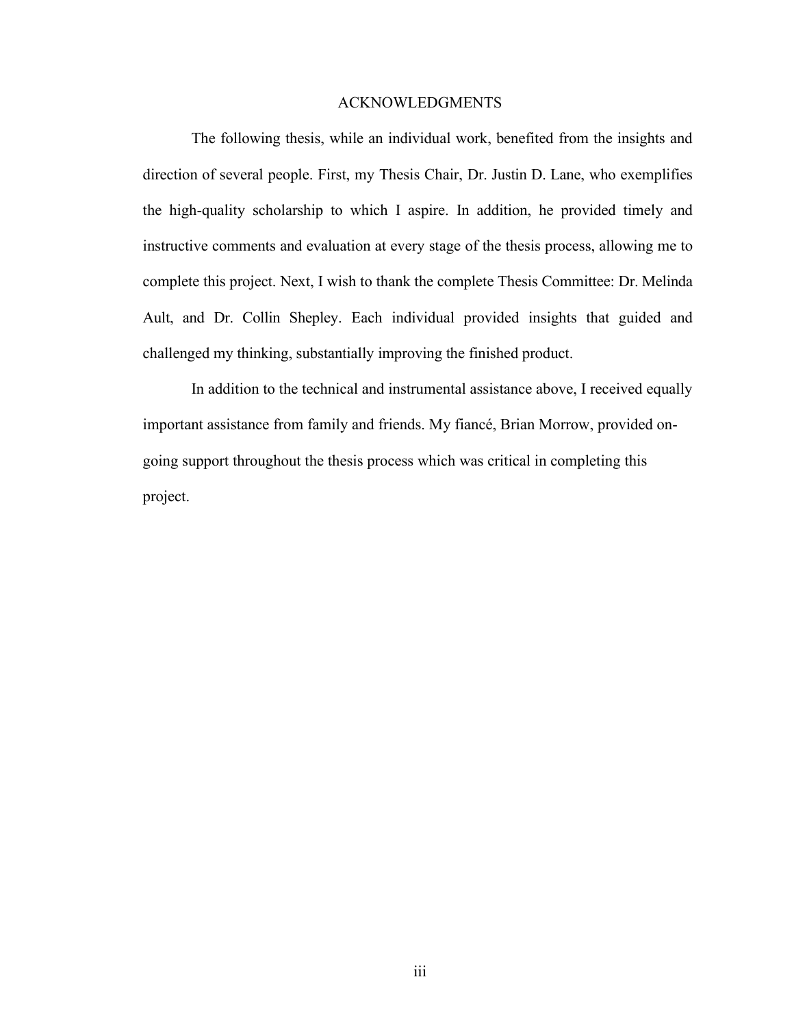# ACKNOWLEDGMENTS

The following thesis, while an individual work, benefited from the insights and direction of several people. First, my Thesis Chair, Dr. Justin D. Lane, who exemplifies the high-quality scholarship to which I aspire. In addition, he provided timely and instructive comments and evaluation at every stage of the thesis process, allowing me to complete this project. Next, I wish to thank the complete Thesis Committee: Dr. Melinda Ault, and Dr. Collin Shepley. Each individual provided insights that guided and challenged my thinking, substantially improving the finished product.

In addition to the technical and instrumental assistance above, I received equally important assistance from family and friends. My fiancé, Brian Morrow, provided on-going support throughout the thesis process which was critical in completing this project.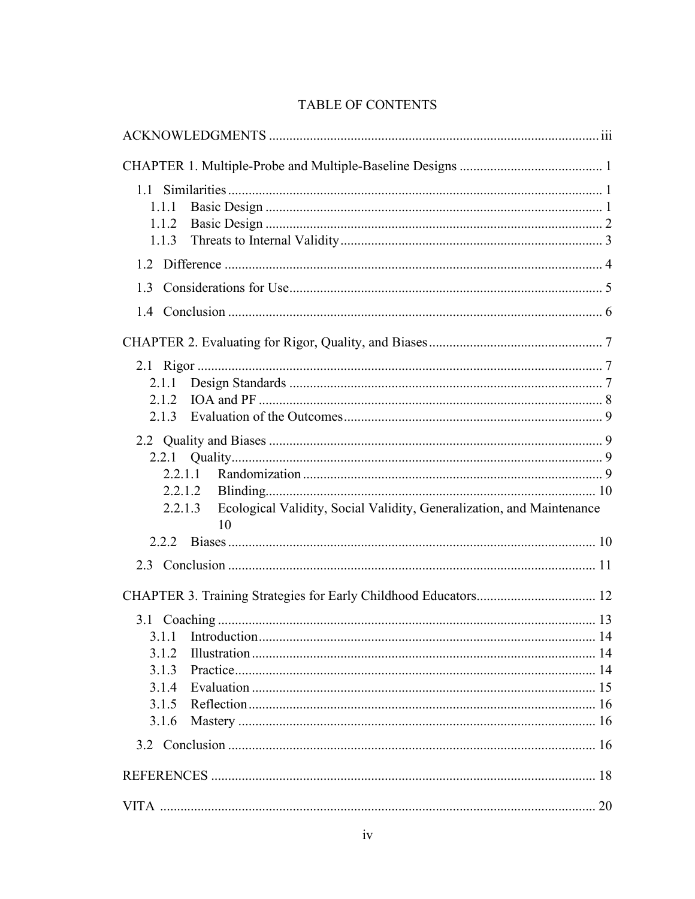# TABLE OF CONTENTS

ACKNOWLEDGMENTS ........................................................................................ iii

CHAPTER 1. Multiple-Probe and Multiple-Baseline Designs ........................................ 1

1.1 Similarities ........................................................................................ 1
1.1.1 Basic Design ........................................................................................ 1
1.1.2 Basic Design ........................................................................................ 2
1.1.3 Threats to Internal Validity ........................................................................................ 3

1.2 Difference ........................................................................................ 4

1.3 Considerations for Use ........................................................................................ 5

1.4 Conclusion ........................................................................................ 6

CHAPTER 2. Evaluating for Rigor, Quality, and Biases ........................................ 7

2.1 Rigor ........................................................................................ 7
2.1.1 Design Standards ........................................................................................ 7
2.1.2 IOA and PF ........................................................................................ 8
2.1.3 Evaluation of the Outcomes ........................................................................................ 9

2.2 Quality and Biases ........................................................................................ 9
2.2.1 Quality ........................................................................................ 9
2.2.1.1 Randomization ........................................................................................ 9
2.2.1.2 Blinding ........................................................................................ 10
2.2.1.3 Ecological Validity, Social Validity, Generalization, and Maintenance 10
2.2.2 Biases ........................................................................................ 10

2.3 Conclusion ........................................................................................ 11

CHAPTER 3. Training Strategies for Early Childhood Educators ........................................ 12

3.1 Coaching ........................................................................................ 13
3.1.1 Introduction ........................................................................................ 14
3.1.2 Illustration ........................................................................................ 14
3.1.3 Practice ........................................................................................ 14
3.1.4 Evaluation ........................................................................................ 15
3.1.5 Reflection ........................................................................................ 16
3.1.6 Mastery ........................................................................................ 16

3.2 Conclusion ........................................................................................ 16

REFERENCES ........................................................................................ 18

VITA ........................................................................................ 20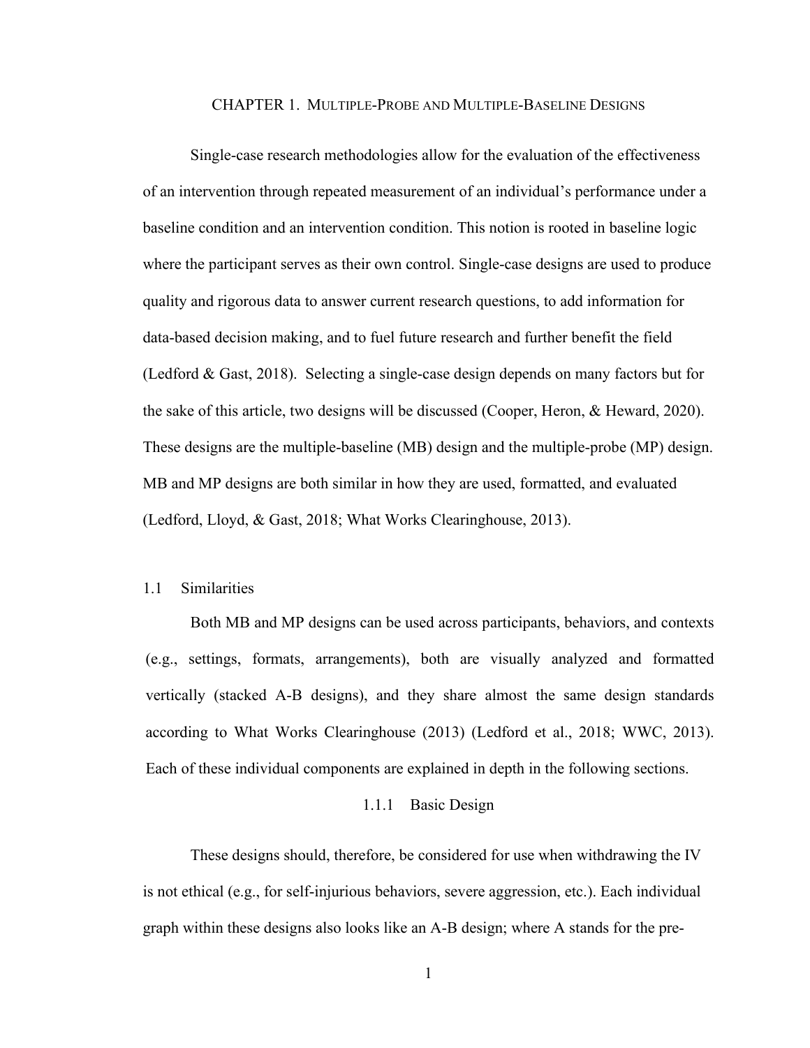# CHAPTER 1. MULTIPLE-PROBE AND MULTIPLE-BASELINE DESIGNS

Single-case research methodologies allow for the evaluation of the effectiveness of an intervention through repeated measurement of an individual's performance under a baseline condition and an intervention condition. This notion is rooted in baseline logic where the participant serves as their own control. Single-case designs are used to produce quality and rigorous data to answer current research questions, to add information for data-based decision making, and to fuel future research and further benefit the field (Ledford & Gast, 2018). Selecting a single-case design depends on many factors but for the sake of this article, two designs will be discussed (Cooper, Heron, & Heward, 2020). These designs are the multiple-baseline (MB) design and the multiple-probe (MP) design. MB and MP designs are both similar in how they are used, formatted, and evaluated (Ledford, Lloyd, & Gast, 2018; What Works Clearinghouse, 2013).

## 1.1 Similarities

Both MB and MP designs can be used across participants, behaviors, and contexts (e.g., settings, formats, arrangements), both are visually analyzed and formatted vertically (stacked A-B designs), and they share almost the same design standards according to What Works Clearinghouse (2013) (Ledford et al., 2018; WWC, 2013). Each of these individual components are explained in depth in the following sections.

### 1.1.1 Basic Design

These designs should, therefore, be considered for use when withdrawing the IV is not ethical (e.g., for self-injurious behaviors, severe aggression, etc.). Each individual graph within these designs also looks like an A-B design; where A stands for the pre-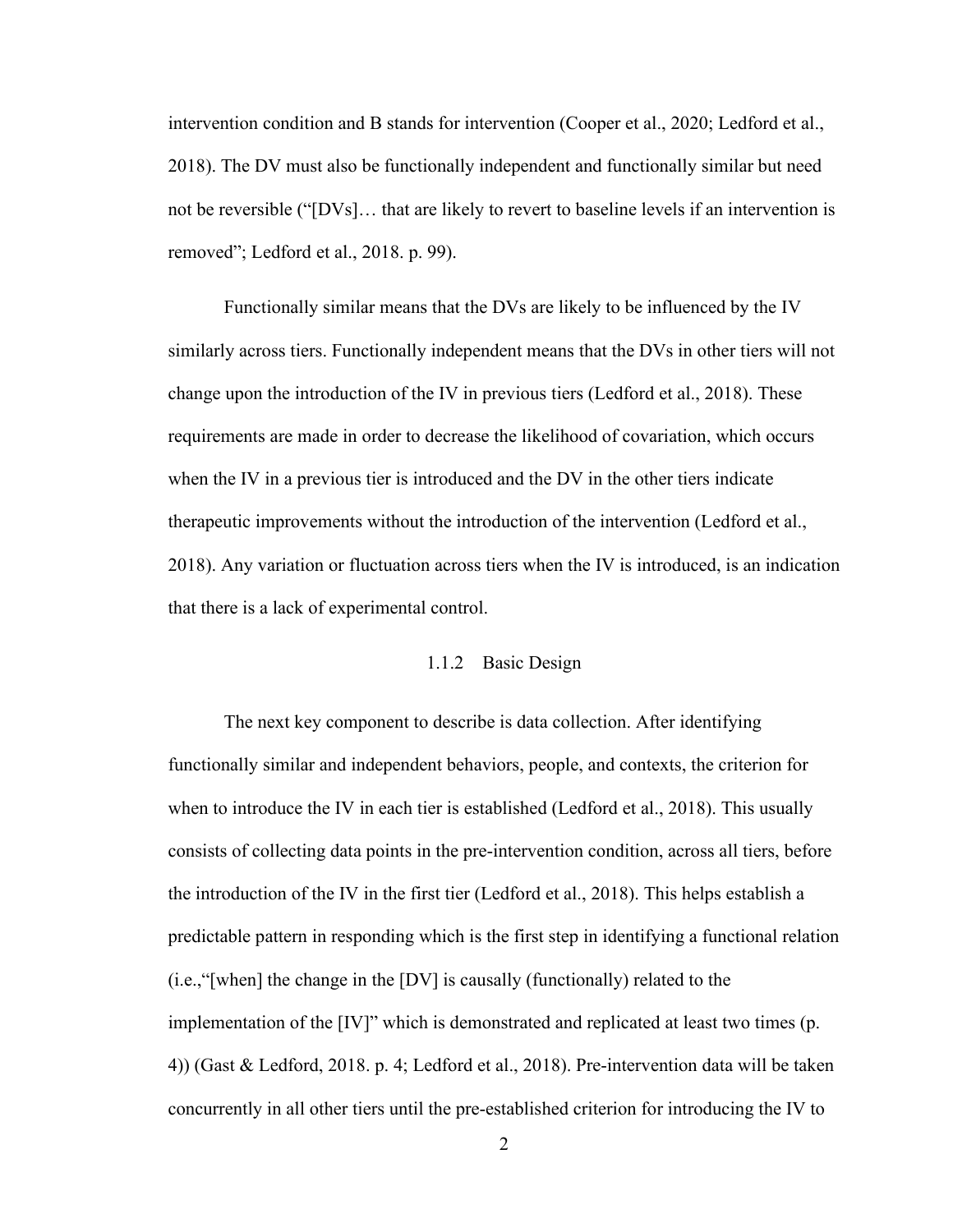intervention condition and B stands for intervention (Cooper et al., 2020; Ledford et al., 2018). The DV must also be functionally independent and functionally similar but need not be reversible ("[DVs]… that are likely to revert to baseline levels if an intervention is removed"; Ledford et al., 2018. p. 99).

Functionally similar means that the DVs are likely to be influenced by the IV similarly across tiers. Functionally independent means that the DVs in other tiers will not change upon the introduction of the IV in previous tiers (Ledford et al., 2018). These requirements are made in order to decrease the likelihood of covariation, which occurs when the IV in a previous tier is introduced and the DV in the other tiers indicate therapeutic improvements without the introduction of the intervention (Ledford et al., 2018). Any variation or fluctuation across tiers when the IV is introduced, is an indication that there is a lack of experimental control.

### 1.1.2 Basic Design

The next key component to describe is data collection. After identifying functionally similar and independent behaviors, people, and contexts, the criterion for when to introduce the IV in each tier is established (Ledford et al., 2018). This usually consists of collecting data points in the pre-intervention condition, across all tiers, before the introduction of the IV in the first tier (Ledford et al., 2018). This helps establish a predictable pattern in responding which is the first step in identifying a functional relation (i.e.,"[when] the change in the [DV] is causally (functionally) related to the implementation of the [IV]" which is demonstrated and replicated at least two times (p. 4)) (Gast & Ledford, 2018. p. 4; Ledford et al., 2018). Pre-intervention data will be taken concurrently in all other tiers until the pre-established criterion for introducing the IV to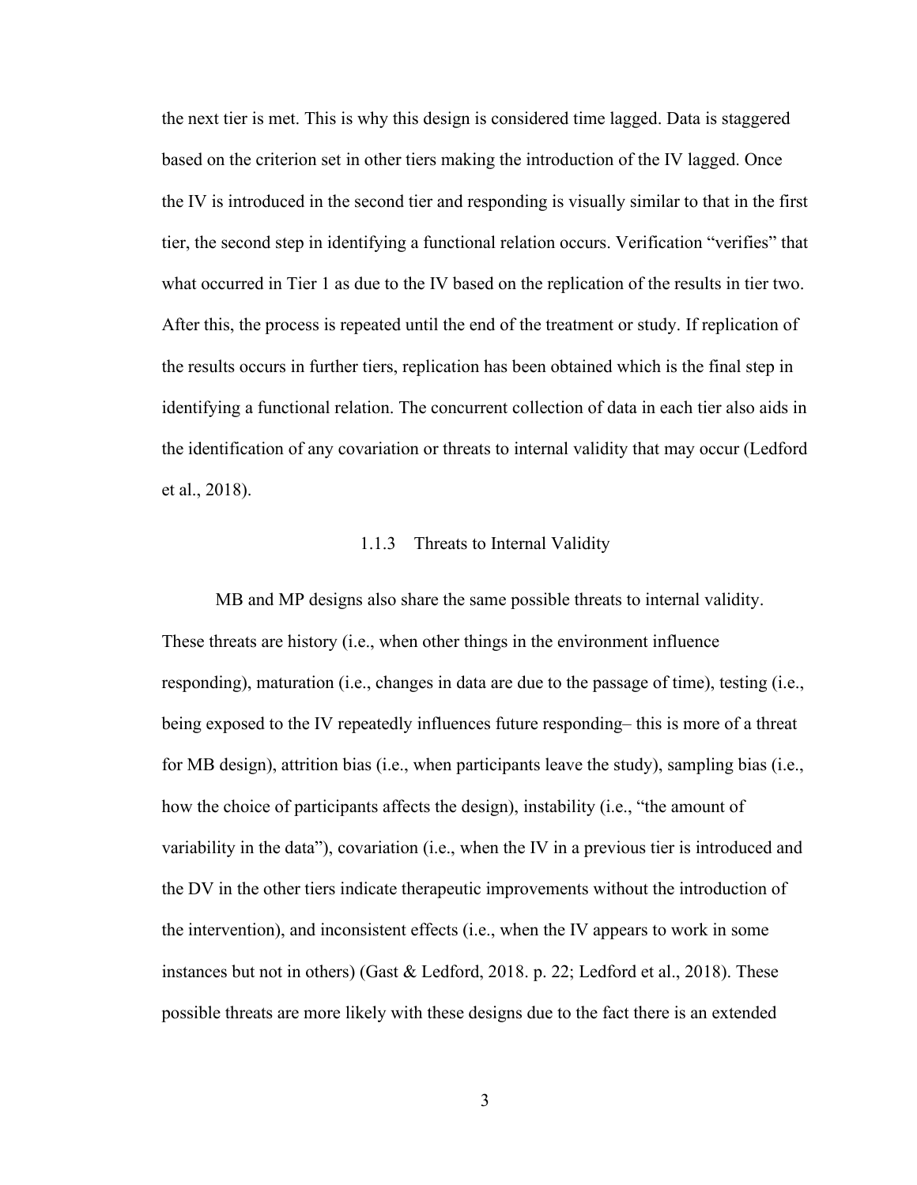the next tier is met. This is why this design is considered time lagged. Data is staggered based on the criterion set in other tiers making the introduction of the IV lagged. Once the IV is introduced in the second tier and responding is visually similar to that in the first tier, the second step in identifying a functional relation occurs. Verification "verifies" that what occurred in Tier 1 as due to the IV based on the replication of the results in tier two. After this, the process is repeated until the end of the treatment or study. If replication of the results occurs in further tiers, replication has been obtained which is the final step in identifying a functional relation. The concurrent collection of data in each tier also aids in the identification of any covariation or threats to internal validity that may occur (Ledford et al., 2018).

### 1.1.3 Threats to Internal Validity

MB and MP designs also share the same possible threats to internal validity. These threats are history (i.e., when other things in the environment influence responding), maturation (i.e., changes in data are due to the passage of time), testing (i.e., being exposed to the IV repeatedly influences future responding– this is more of a threat for MB design), attrition bias (i.e., when participants leave the study), sampling bias (i.e., how the choice of participants affects the design), instability (i.e., "the amount of variability in the data"), covariation (i.e., when the IV in a previous tier is introduced and the DV in the other tiers indicate therapeutic improvements without the introduction of the intervention), and inconsistent effects (i.e., when the IV appears to work in some instances but not in others) (Gast & Ledford, 2018. p. 22; Ledford et al., 2018). These possible threats are more likely with these designs due to the fact there is an extended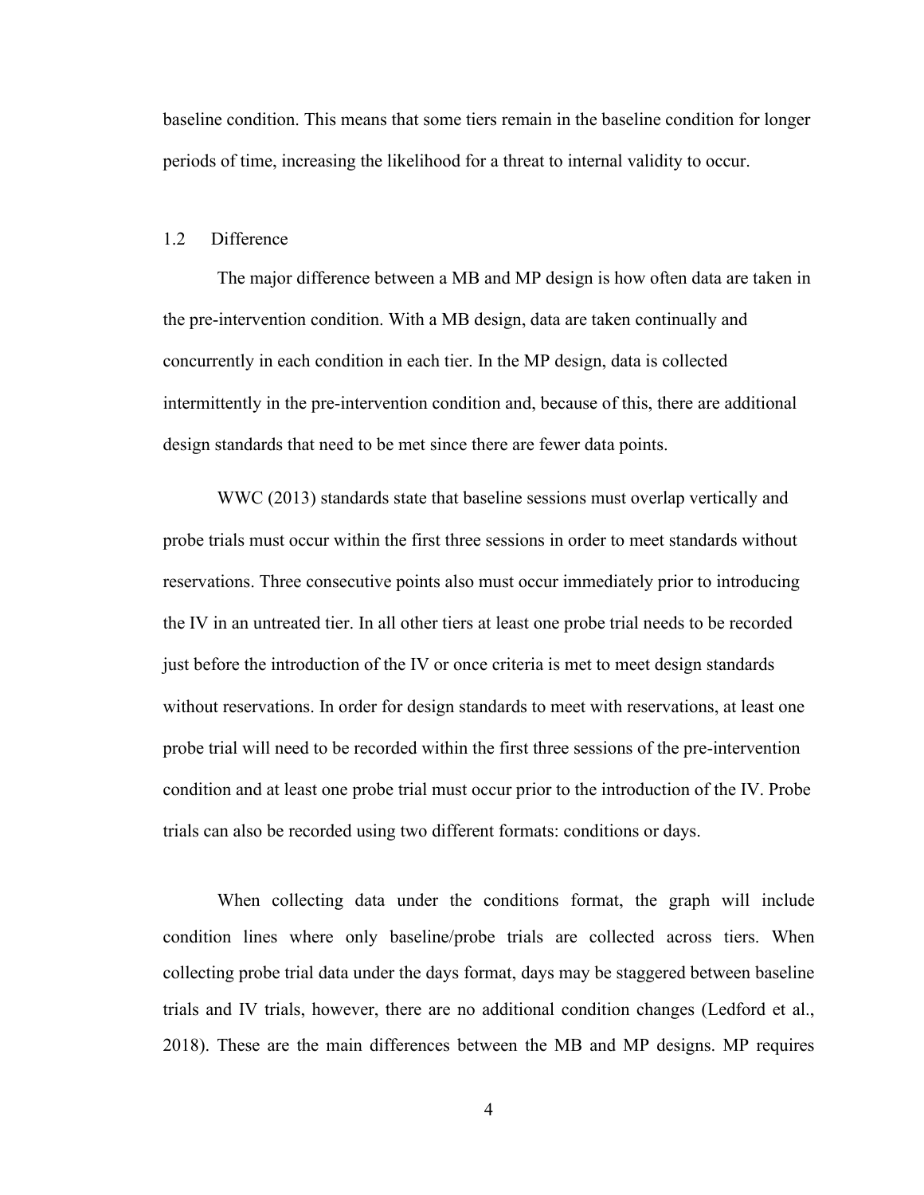baseline condition. This means that some tiers remain in the baseline condition for longer periods of time, increasing the likelihood for a threat to internal validity to occur.

## 1.2 Difference

The major difference between a MB and MP design is how often data are taken in the pre-intervention condition. With a MB design, data are taken continually and concurrently in each condition in each tier. In the MP design, data is collected intermittently in the pre-intervention condition and, because of this, there are additional design standards that need to be met since there are fewer data points.

WWC (2013) standards state that baseline sessions must overlap vertically and probe trials must occur within the first three sessions in order to meet standards without reservations. Three consecutive points also must occur immediately prior to introducing the IV in an untreated tier. In all other tiers at least one probe trial needs to be recorded just before the introduction of the IV or once criteria is met to meet design standards without reservations. In order for design standards to meet with reservations, at least one probe trial will need to be recorded within the first three sessions of the pre-intervention condition and at least one probe trial must occur prior to the introduction of the IV. Probe trials can also be recorded using two different formats: conditions or days.

When collecting data under the conditions format, the graph will include condition lines where only baseline/probe trials are collected across tiers. When collecting probe trial data under the days format, days may be staggered between baseline trials and IV trials, however, there are no additional condition changes (Ledford et al., 2018). These are the main differences between the MB and MP designs. MP requires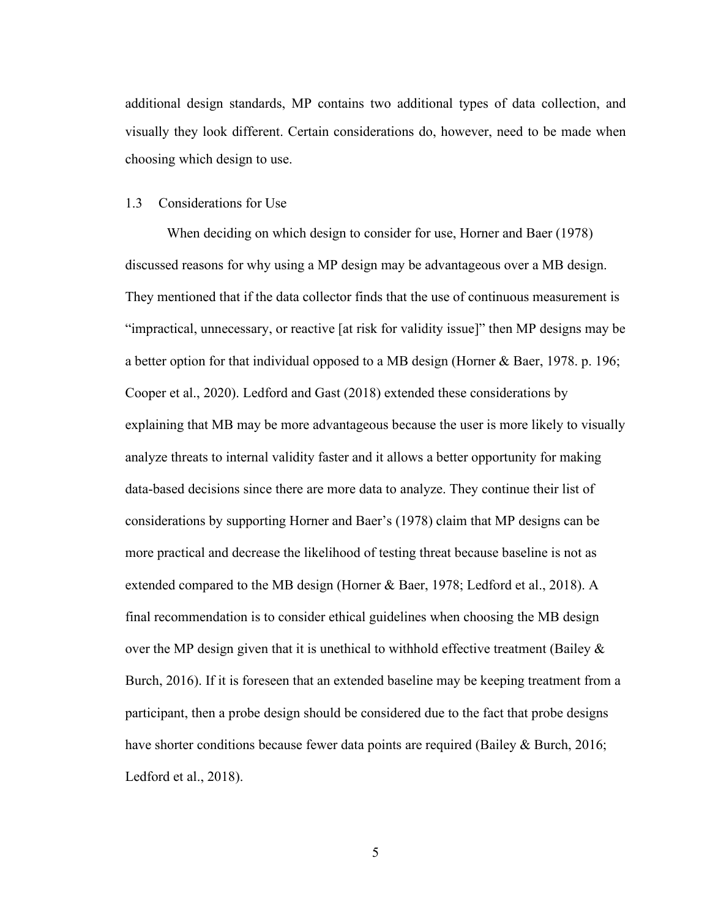additional design standards, MP contains two additional types of data collection, and visually they look different. Certain considerations do, however, need to be made when choosing which design to use.

## 1.3 Considerations for Use

When deciding on which design to consider for use, Horner and Baer (1978) discussed reasons for why using a MP design may be advantageous over a MB design. They mentioned that if the data collector finds that the use of continuous measurement is "impractical, unnecessary, or reactive [at risk for validity issue]" then MP designs may be a better option for that individual opposed to a MB design (Horner & Baer, 1978. p. 196; Cooper et al., 2020). Ledford and Gast (2018) extended these considerations by explaining that MB may be more advantageous because the user is more likely to visually analyze threats to internal validity faster and it allows a better opportunity for making data-based decisions since there are more data to analyze. They continue their list of considerations by supporting Horner and Baer's (1978) claim that MP designs can be more practical and decrease the likelihood of testing threat because baseline is not as extended compared to the MB design (Horner & Baer, 1978; Ledford et al., 2018). A final recommendation is to consider ethical guidelines when choosing the MB design over the MP design given that it is unethical to withhold effective treatment (Bailey & Burch, 2016). If it is foreseen that an extended baseline may be keeping treatment from a participant, then a probe design should be considered due to the fact that probe designs have shorter conditions because fewer data points are required (Bailey & Burch, 2016; Ledford et al., 2018).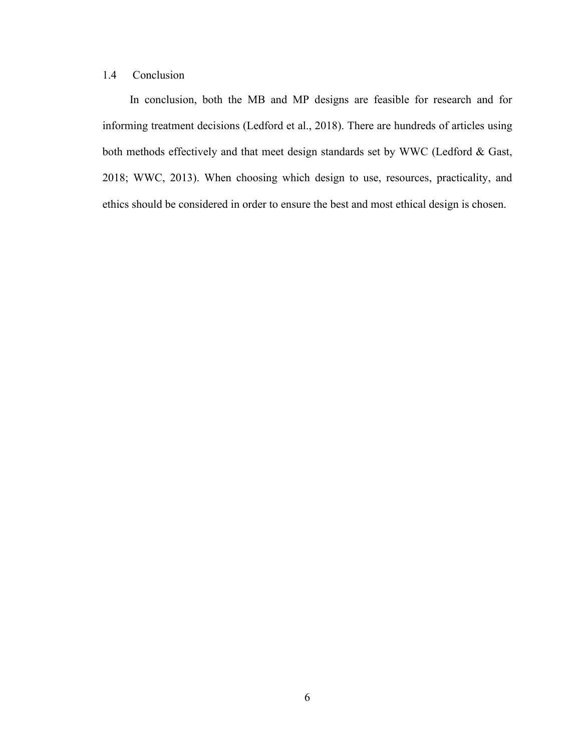## 1.4 Conclusion

In conclusion, both the MB and MP designs are feasible for research and for informing treatment decisions (Ledford et al., 2018). There are hundreds of articles using both methods effectively and that meet design standards set by WWC (Ledford & Gast, 2018; WWC, 2013). When choosing which design to use, resources, practicality, and ethics should be considered in order to ensure the best and most ethical design is chosen.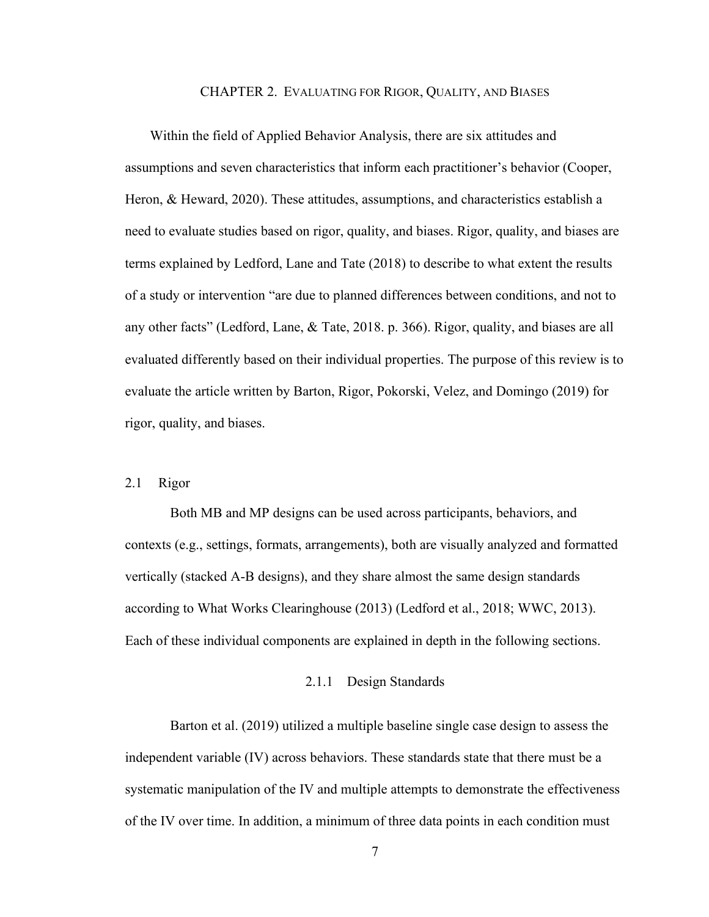# CHAPTER 2. EVALUATING FOR RIGOR, QUALITY, AND BIASES

Within the field of Applied Behavior Analysis, there are six attitudes and assumptions and seven characteristics that inform each practitioner's behavior (Cooper, Heron, & Heward, 2020). These attitudes, assumptions, and characteristics establish a need to evaluate studies based on rigor, quality, and biases. Rigor, quality, and biases are terms explained by Ledford, Lane and Tate (2018) to describe to what extent the results of a study or intervention "are due to planned differences between conditions, and not to any other facts" (Ledford, Lane, & Tate, 2018. p. 366). Rigor, quality, and biases are all evaluated differently based on their individual properties. The purpose of this review is to evaluate the article written by Barton, Rigor, Pokorski, Velez, and Domingo (2019) for rigor, quality, and biases.

## 2.1 Rigor

Both MB and MP designs can be used across participants, behaviors, and contexts (e.g., settings, formats, arrangements), both are visually analyzed and formatted vertically (stacked A-B designs), and they share almost the same design standards according to What Works Clearinghouse (2013) (Ledford et al., 2018; WWC, 2013). Each of these individual components are explained in depth in the following sections.

### 2.1.1 Design Standards

Barton et al. (2019) utilized a multiple baseline single case design to assess the independent variable (IV) across behaviors. These standards state that there must be a systematic manipulation of the IV and multiple attempts to demonstrate the effectiveness of the IV over time. In addition, a minimum of three data points in each condition must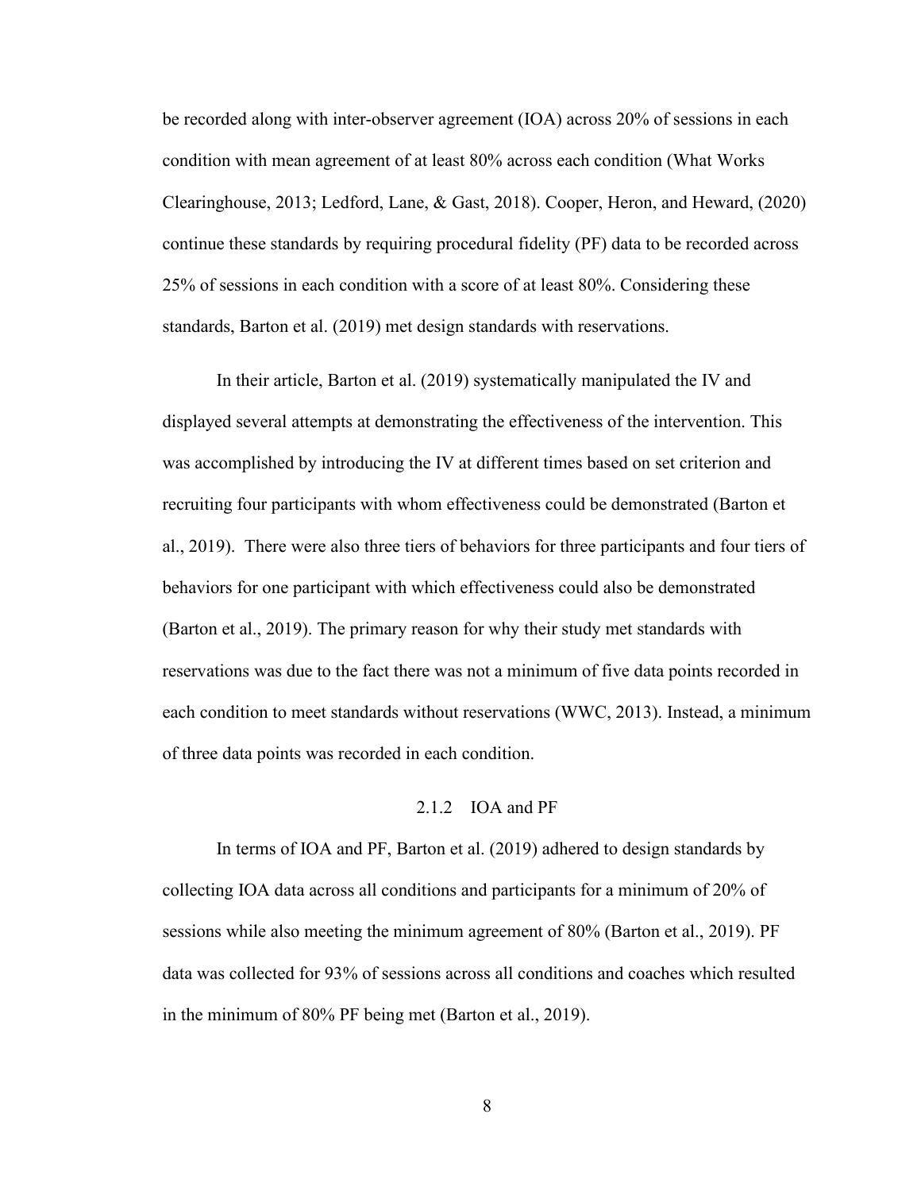be recorded along with inter-observer agreement (IOA) across 20% of sessions in each condition with mean agreement of at least 80% across each condition (What Works Clearinghouse, 2013; Ledford, Lane, & Gast, 2018). Cooper, Heron, and Heward, (2020) continue these standards by requiring procedural fidelity (PF) data to be recorded across 25% of sessions in each condition with a score of at least 80%. Considering these standards, Barton et al. (2019) met design standards with reservations.

In their article, Barton et al. (2019) systematically manipulated the IV and displayed several attempts at demonstrating the effectiveness of the intervention. This was accomplished by introducing the IV at different times based on set criterion and recruiting four participants with whom effectiveness could be demonstrated (Barton et al., 2019). There were also three tiers of behaviors for three participants and four tiers of behaviors for one participant with which effectiveness could also be demonstrated (Barton et al., 2019). The primary reason for why their study met standards with reservations was due to the fact there was not a minimum of five data points recorded in each condition to meet standards without reservations (WWC, 2013). Instead, a minimum of three data points was recorded in each condition.

### 2.1.2 IOA and PF

In terms of IOA and PF, Barton et al. (2019) adhered to design standards by collecting IOA data across all conditions and participants for a minimum of 20% of sessions while also meeting the minimum agreement of 80% (Barton et al., 2019). PF data was collected for 93% of sessions across all conditions and coaches which resulted in the minimum of 80% PF being met (Barton et al., 2019).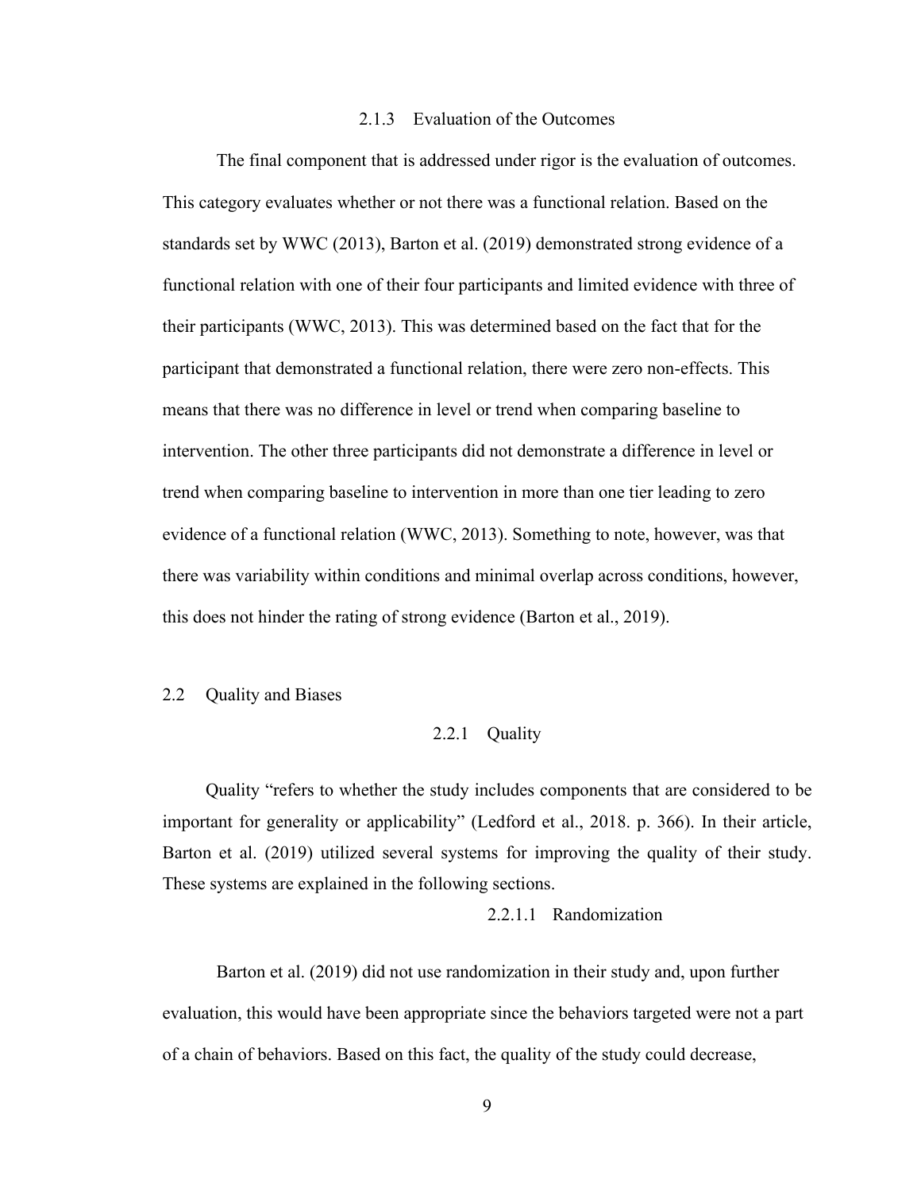### 2.1.3 Evaluation of the Outcomes

The final component that is addressed under rigor is the evaluation of outcomes. This category evaluates whether or not there was a functional relation. Based on the standards set by WWC (2013), Barton et al. (2019) demonstrated strong evidence of a functional relation with one of their four participants and limited evidence with three of their participants (WWC, 2013). This was determined based on the fact that for the participant that demonstrated a functional relation, there were zero non-effects. This means that there was no difference in level or trend when comparing baseline to intervention. The other three participants did not demonstrate a difference in level or trend when comparing baseline to intervention in more than one tier leading to zero evidence of a functional relation (WWC, 2013). Something to note, however, was that there was variability within conditions and minimal overlap across conditions, however, this does not hinder the rating of strong evidence (Barton et al., 2019).

## 2.2 Quality and Biases

### 2.2.1 Quality

Quality "refers to whether the study includes components that are considered to be important for generality or applicability" (Ledford et al., 2018. p. 366). In their article, Barton et al. (2019) utilized several systems for improving the quality of their study. These systems are explained in the following sections.

#### 2.2.1.1 Randomization

Barton et al. (2019) did not use randomization in their study and, upon further evaluation, this would have been appropriate since the behaviors targeted were not a part of a chain of behaviors. Based on this fact, the quality of the study could decrease,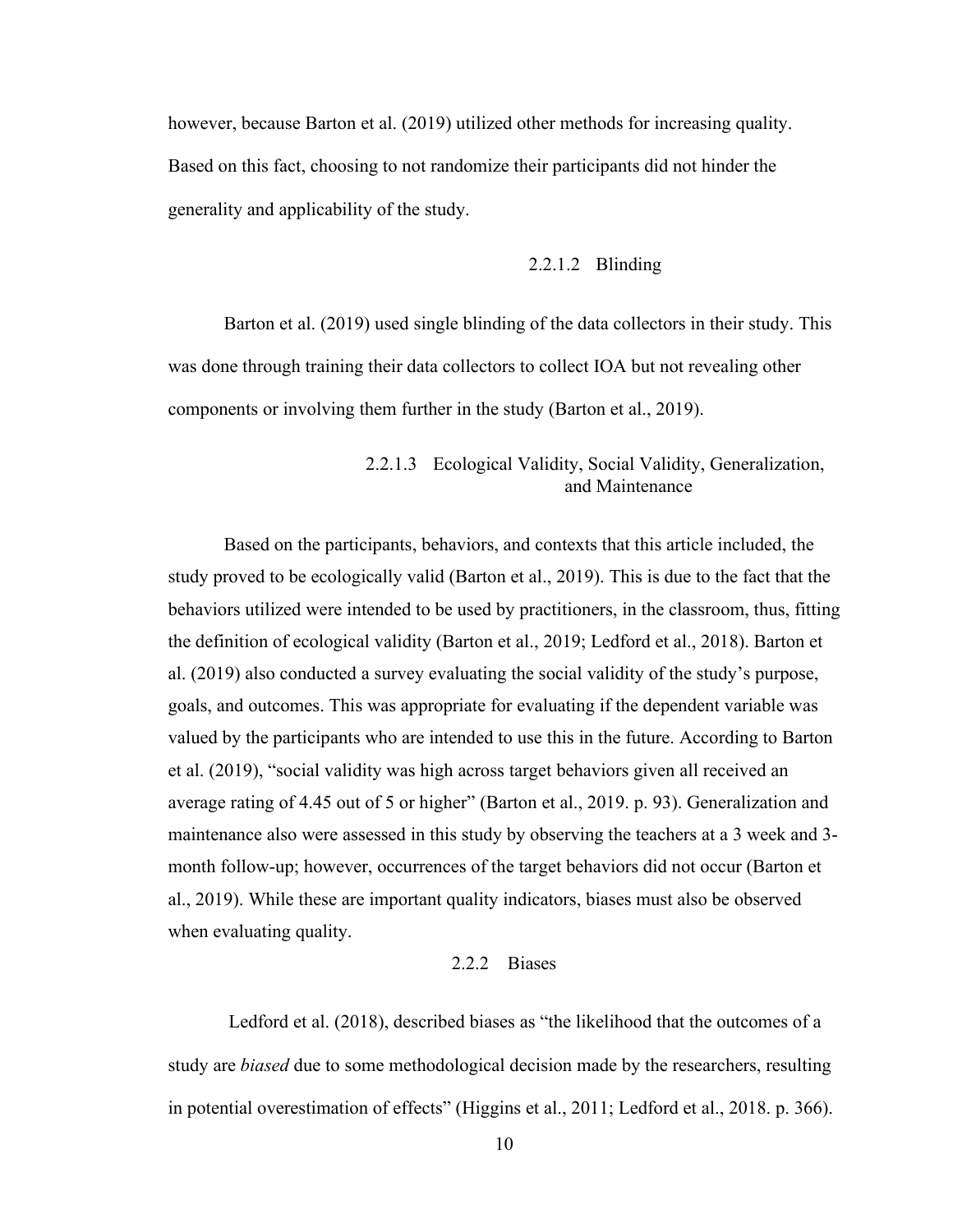however, because Barton et al. (2019) utilized other methods for increasing quality. Based on this fact, choosing to not randomize their participants did not hinder the generality and applicability of the study.

#### 2.2.1.2 Blinding

Barton et al. (2019) used single blinding of the data collectors in their study. This was done through training their data collectors to collect IOA but not revealing other components or involving them further in the study (Barton et al., 2019).

#### 2.2.1.3 Ecological Validity, Social Validity, Generalization, and Maintenance

Based on the participants, behaviors, and contexts that this article included, the study proved to be ecologically valid (Barton et al., 2019). This is due to the fact that the behaviors utilized were intended to be used by practitioners, in the classroom, thus, fitting the definition of ecological validity (Barton et al., 2019; Ledford et al., 2018). Barton et al. (2019) also conducted a survey evaluating the social validity of the study's purpose, goals, and outcomes. This was appropriate for evaluating if the dependent variable was valued by the participants who are intended to use this in the future. According to Barton et al. (2019), "social validity was high across target behaviors given all received an average rating of 4.45 out of 5 or higher" (Barton et al., 2019. p. 93). Generalization and maintenance also were assessed in this study by observing the teachers at a 3 week and 3-month follow-up; however, occurrences of the target behaviors did not occur (Barton et al., 2019). While these are important quality indicators, biases must also be observed when evaluating quality.

### 2.2.2 Biases

Ledford et al. (2018), described biases as "the likelihood that the outcomes of a study are *biased* due to some methodological decision made by the researchers, resulting in potential overestimation of effects" (Higgins et al., 2011; Ledford et al., 2018. p. 366).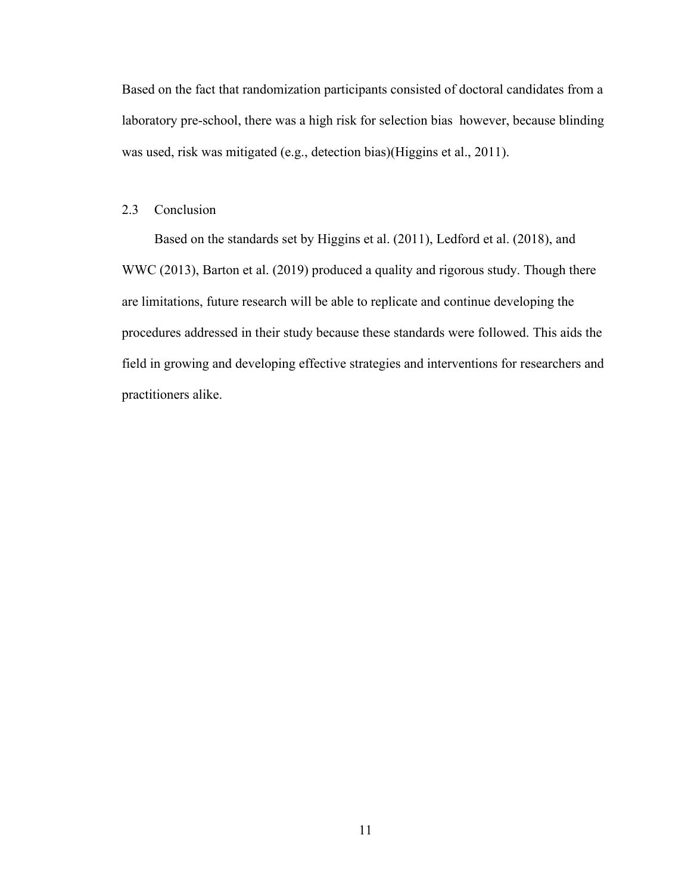Based on the fact that randomization participants consisted of doctoral candidates from a laboratory pre-school, there was a high risk for selection bias  however, because blinding was used, risk was mitigated (e.g., detection bias)(Higgins et al., 2011).

## 2.3 Conclusion

Based on the standards set by Higgins et al. (2011), Ledford et al. (2018), and WWC (2013), Barton et al. (2019) produced a quality and rigorous study. Though there are limitations, future research will be able to replicate and continue developing the procedures addressed in their study because these standards were followed. This aids the field in growing and developing effective strategies and interventions for researchers and practitioners alike.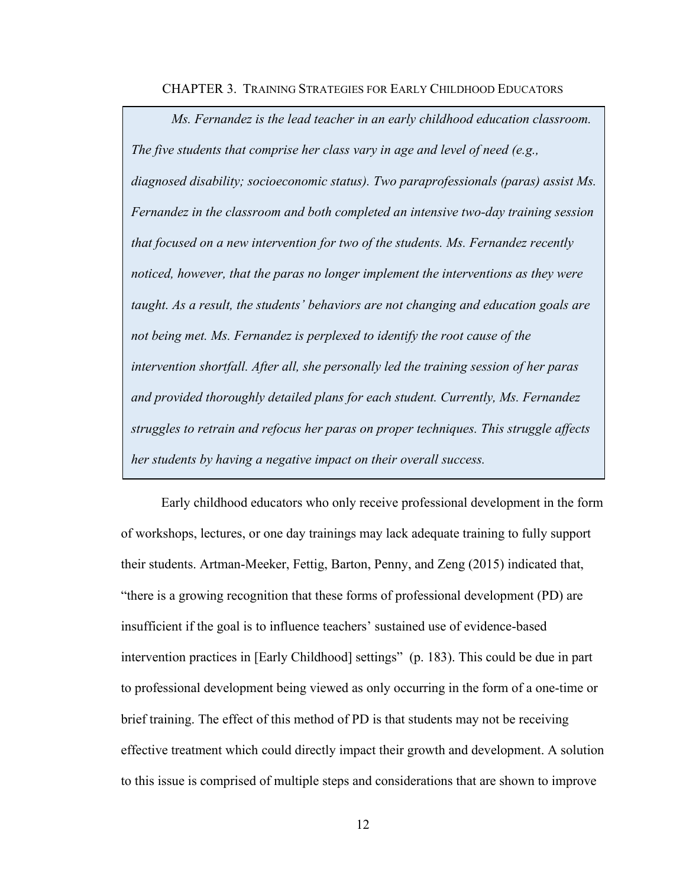# CHAPTER 3. TRAINING STRATEGIES FOR EARLY CHILDHOOD EDUCATORS

> *Ms. Fernandez is the lead teacher in an early childhood education classroom. The five students that comprise her class vary in age and level of need (e.g., diagnosed disability; socioeconomic status). Two paraprofessionals (paras) assist Ms. Fernandez in the classroom and both completed an intensive two-day training session that focused on a new intervention for two of the students. Ms. Fernandez recently noticed, however, that the paras no longer implement the interventions as they were taught. As a result, the students' behaviors are not changing and education goals are not being met. Ms. Fernandez is perplexed to identify the root cause of the intervention shortfall. After all, she personally led the training session of her paras and provided thoroughly detailed plans for each student. Currently, Ms. Fernandez struggles to retrain and refocus her paras on proper techniques. This struggle affects her students by having a negative impact on their overall success.*

Early childhood educators who only receive professional development in the form of workshops, lectures, or one day trainings may lack adequate training to fully support their students. Artman-Meeker, Fettig, Barton, Penny, and Zeng (2015) indicated that, "there is a growing recognition that these forms of professional development (PD) are insufficient if the goal is to influence teachers' sustained use of evidence-based intervention practices in [Early Childhood] settings" (p. 183). This could be due in part to professional development being viewed as only occurring in the form of a one-time or brief training. The effect of this method of PD is that students may not be receiving effective treatment which could directly impact their growth and development. A solution to this issue is comprised of multiple steps and considerations that are shown to improve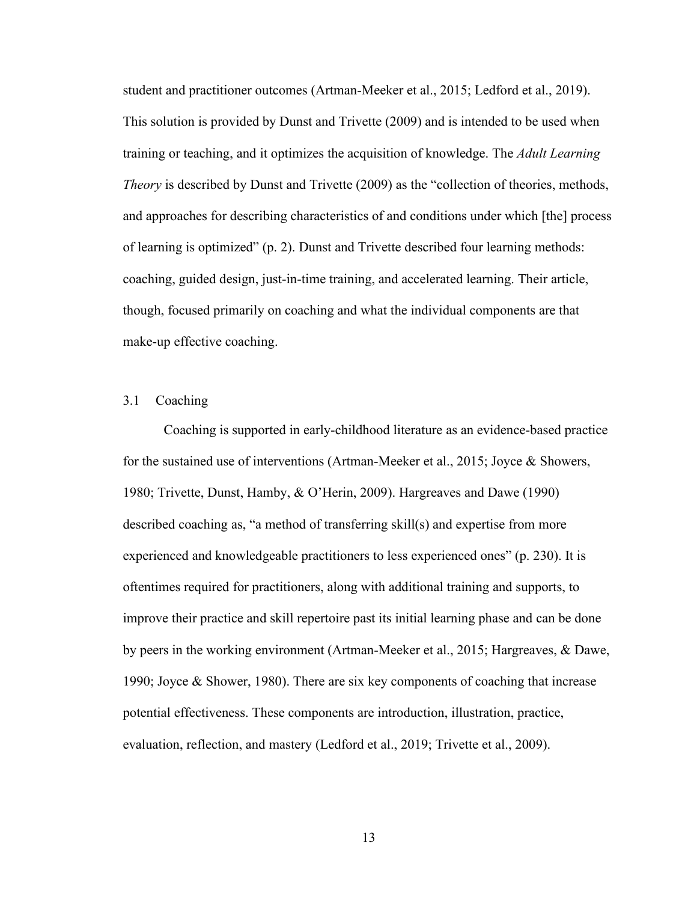student and practitioner outcomes (Artman-Meeker et al., 2015; Ledford et al., 2019). This solution is provided by Dunst and Trivette (2009) and is intended to be used when training or teaching, and it optimizes the acquisition of knowledge. The *Adult Learning Theory* is described by Dunst and Trivette (2009) as the "collection of theories, methods, and approaches for describing characteristics of and conditions under which [the] process of learning is optimized" (p. 2). Dunst and Trivette described four learning methods: coaching, guided design, just-in-time training, and accelerated learning. Their article, though, focused primarily on coaching and what the individual components are that make-up effective coaching.

## 3.1 Coaching

Coaching is supported in early-childhood literature as an evidence-based practice for the sustained use of interventions (Artman-Meeker et al., 2015; Joyce & Showers, 1980; Trivette, Dunst, Hamby, & O'Herin, 2009). Hargreaves and Dawe (1990) described coaching as, "a method of transferring skill(s) and expertise from more experienced and knowledgeable practitioners to less experienced ones" (p. 230). It is oftentimes required for practitioners, along with additional training and supports, to improve their practice and skill repertoire past its initial learning phase and can be done by peers in the working environment (Artman-Meeker et al., 2015; Hargreaves, & Dawe, 1990; Joyce & Shower, 1980). There are six key components of coaching that increase potential effectiveness. These components are introduction, illustration, practice, evaluation, reflection, and mastery (Ledford et al., 2019; Trivette et al., 2009).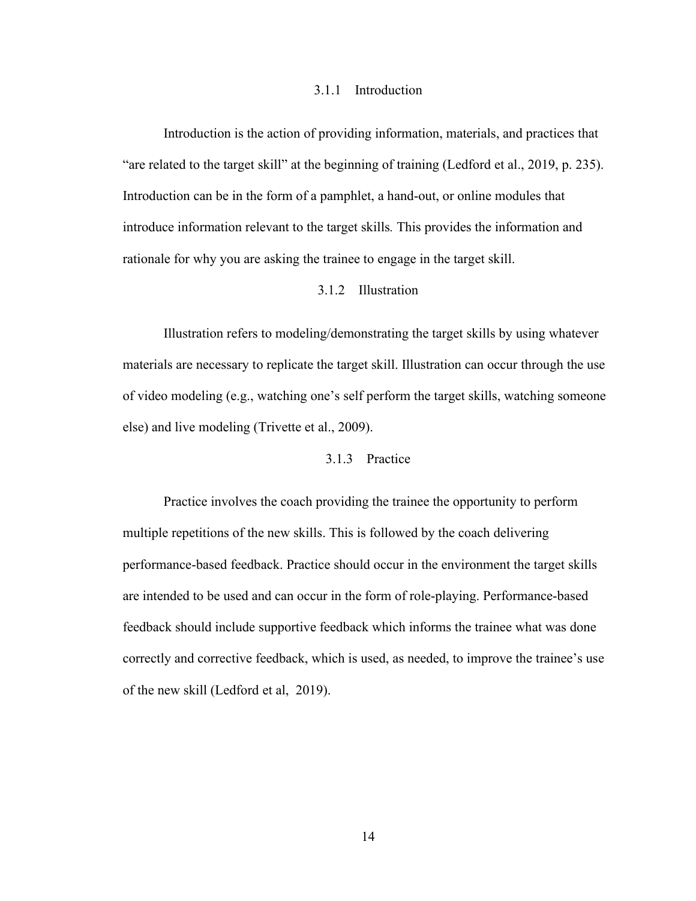### 3.1.1 Introduction

Introduction is the action of providing information, materials, and practices that "are related to the target skill" at the beginning of training (Ledford et al., 2019, p. 235). Introduction can be in the form of a pamphlet, a hand-out, or online modules that introduce information relevant to the target skills. This provides the information and rationale for why you are asking the trainee to engage in the target skill.

### 3.1.2 Illustration

Illustration refers to modeling/demonstrating the target skills by using whatever materials are necessary to replicate the target skill. Illustration can occur through the use of video modeling (e.g., watching one's self perform the target skills, watching someone else) and live modeling (Trivette et al., 2009).

### 3.1.3 Practice

Practice involves the coach providing the trainee the opportunity to perform multiple repetitions of the new skills. This is followed by the coach delivering performance-based feedback. Practice should occur in the environment the target skills are intended to be used and can occur in the form of role-playing. Performance-based feedback should include supportive feedback which informs the trainee what was done correctly and corrective feedback, which is used, as needed, to improve the trainee's use of the new skill (Ledford et al, 2019).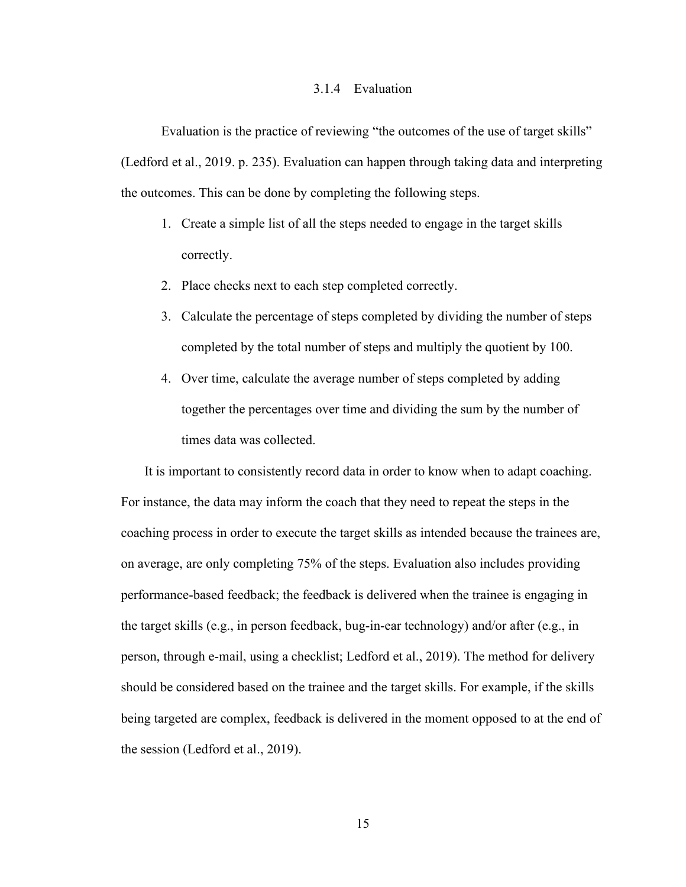### 3.1.4 Evaluation

Evaluation is the practice of reviewing "the outcomes of the use of target skills" (Ledford et al., 2019. p. 235). Evaluation can happen through taking data and interpreting the outcomes. This can be done by completing the following steps.

1. Create a simple list of all the steps needed to engage in the target skills correctly.
2. Place checks next to each step completed correctly.
3. Calculate the percentage of steps completed by dividing the number of steps completed by the total number of steps and multiply the quotient by 100.
4. Over time, calculate the average number of steps completed by adding together the percentages over time and dividing the sum by the number of times data was collected.

It is important to consistently record data in order to know when to adapt coaching. For instance, the data may inform the coach that they need to repeat the steps in the coaching process in order to execute the target skills as intended because the trainees are, on average, are only completing 75% of the steps. Evaluation also includes providing performance-based feedback; the feedback is delivered when the trainee is engaging in the target skills (e.g., in person feedback, bug-in-ear technology) and/or after (e.g., in person, through e-mail, using a checklist; Ledford et al., 2019). The method for delivery should be considered based on the trainee and the target skills. For example, if the skills being targeted are complex, feedback is delivered in the moment opposed to at the end of the session (Ledford et al., 2019).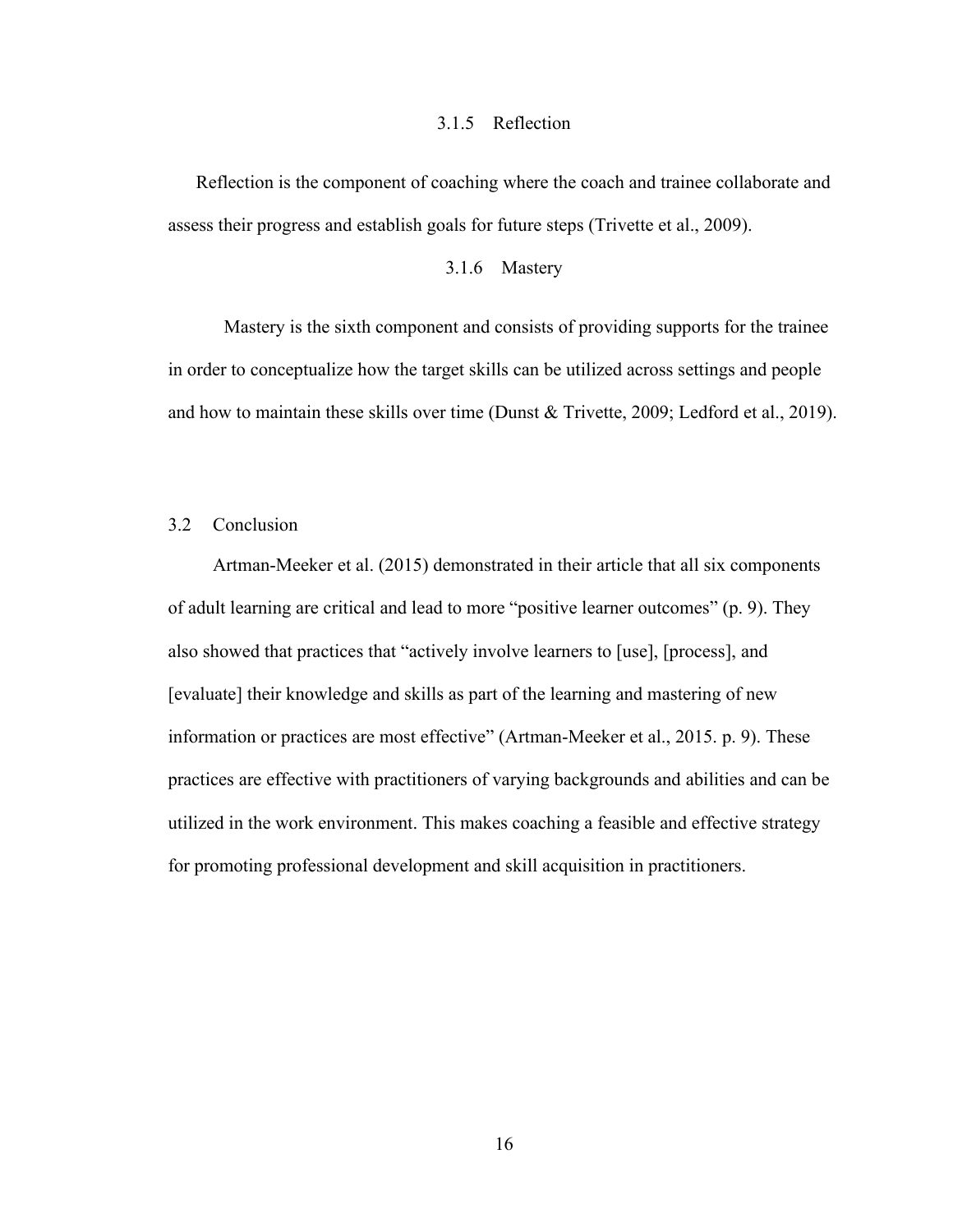#### 3.1.5 Reflection

Reflection is the component of coaching where the coach and trainee collaborate and assess their progress and establish goals for future steps (Trivette et al., 2009).

#### 3.1.6 Mastery

Mastery is the sixth component and consists of providing supports for the trainee in order to conceptualize how the target skills can be utilized across settings and people and how to maintain these skills over time (Dunst & Trivette, 2009; Ledford et al., 2019).

## 3.2 Conclusion

Artman-Meeker et al. (2015) demonstrated in their article that all six components of adult learning are critical and lead to more "positive learner outcomes" (p. 9). They also showed that practices that "actively involve learners to [use], [process], and [evaluate] their knowledge and skills as part of the learning and mastering of new information or practices are most effective" (Artman-Meeker et al., 2015. p. 9). These practices are effective with practitioners of varying backgrounds and abilities and can be utilized in the work environment. This makes coaching a feasible and effective strategy for promoting professional development and skill acquisition in practitioners.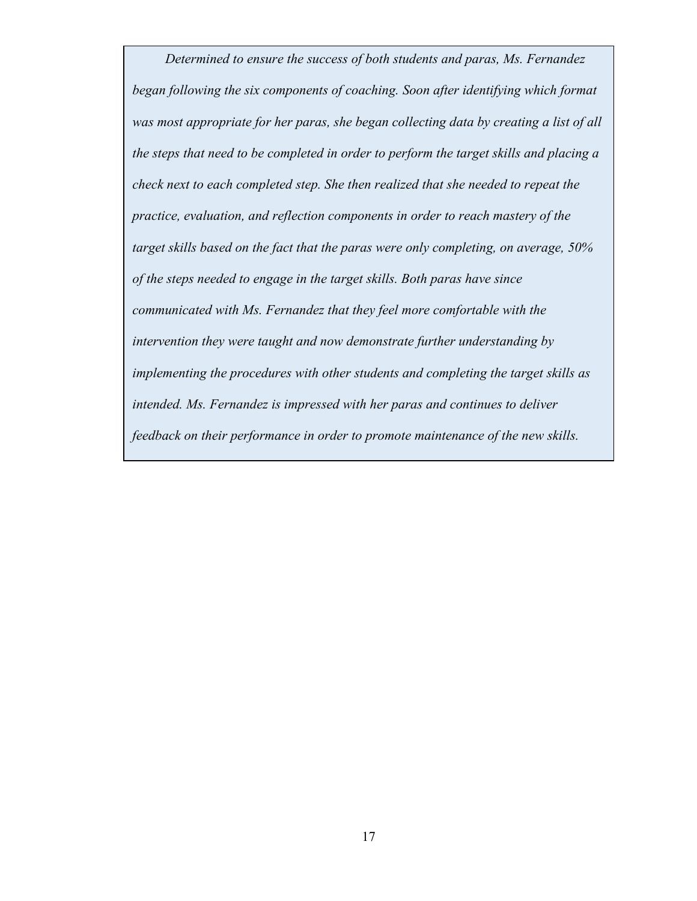*Determined to ensure the success of both students and paras, Ms. Fernandez began following the six components of coaching. Soon after identifying which format was most appropriate for her paras, she began collecting data by creating a list of all the steps that need to be completed in order to perform the target skills and placing a check next to each completed step. She then realized that she needed to repeat the practice, evaluation, and reflection components in order to reach mastery of the target skills based on the fact that the paras were only completing, on average, 50% of the steps needed to engage in the target skills. Both paras have since communicated with Ms. Fernandez that they feel more comfortable with the intervention they were taught and now demonstrate further understanding by implementing the procedures with other students and completing the target skills as intended. Ms. Fernandez is impressed with her paras and continues to deliver feedback on their performance in order to promote maintenance of the new skills.*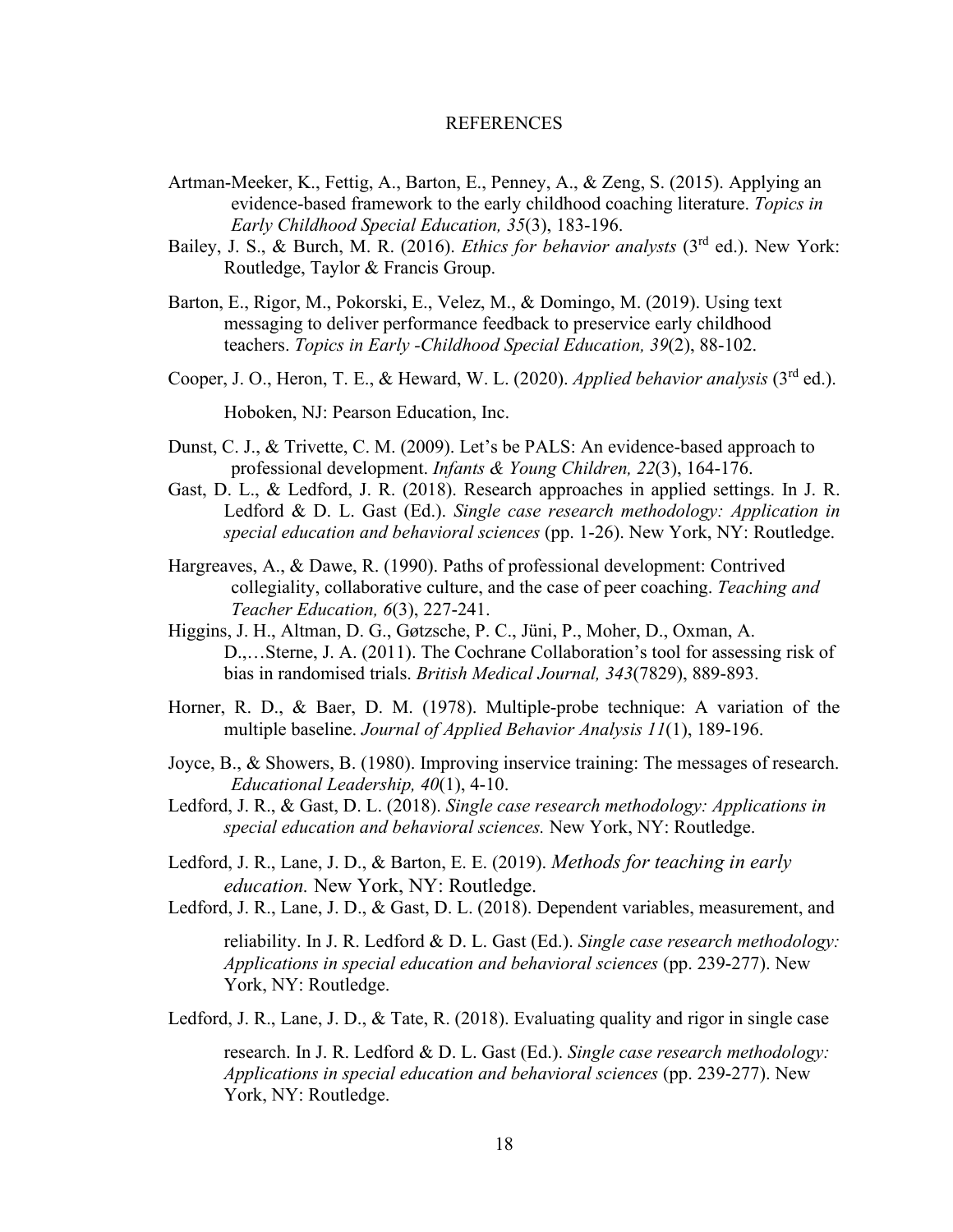# REFERENCES

Artman-Meeker, K., Fettig, A., Barton, E., Penney, A., & Zeng, S. (2015). Applying an evidence-based framework to the early childhood coaching literature. *Topics in Early Childhood Special Education, 35*(3), 183-196.

Bailey, J. S., & Burch, M. R. (2016). *Ethics for behavior analysts* (3rd ed.). New York: Routledge, Taylor & Francis Group.

Barton, E., Rigor, M., Pokorski, E., Velez, M., & Domingo, M. (2019). Using text messaging to deliver performance feedback to preservice early childhood teachers. *Topics in Early -Childhood Special Education, 39*(2), 88-102.

Cooper, J. O., Heron, T. E., & Heward, W. L. (2020). *Applied behavior analysis* (3rd ed.). Hoboken, NJ: Pearson Education, Inc.

Dunst, C. J., & Trivette, C. M. (2009). Let's be PALS: An evidence-based approach to professional development. *Infants & Young Children, 22*(3), 164-176.

Gast, D. L., & Ledford, J. R. (2018). Research approaches in applied settings. In J. R. Ledford & D. L. Gast (Ed.). *Single case research methodology: Application in special education and behavioral sciences* (pp. 1-26). New York, NY: Routledge.

Hargreaves, A., & Dawe, R. (1990). Paths of professional development: Contrived collegiality, collaborative culture, and the case of peer coaching. *Teaching and Teacher Education, 6*(3), 227-241.

Higgins, J. H., Altman, D. G., Gøtzsche, P. C., Jüni, P., Moher, D., Oxman, A. D.,…Sterne, J. A. (2011). The Cochrane Collaboration's tool for assessing risk of bias in randomised trials. *British Medical Journal, 343*(7829), 889-893.

Horner, R. D., & Baer, D. M. (1978). Multiple-probe technique: A variation of the multiple baseline. *Journal of Applied Behavior Analysis 11*(1), 189-196.

Joyce, B., & Showers, B. (1980). Improving inservice training: The messages of research. *Educational Leadership, 40*(1), 4-10.

Ledford, J. R., & Gast, D. L. (2018). *Single case research methodology: Applications in special education and behavioral sciences.* New York, NY: Routledge.

Ledford, J. R., Lane, J. D., & Barton, E. E. (2019). *Methods for teaching in early education.* New York, NY: Routledge.

Ledford, J. R., Lane, J. D., & Gast, D. L. (2018). Dependent variables, measurement, and reliability. In J. R. Ledford & D. L. Gast (Ed.). *Single case research methodology: Applications in special education and behavioral sciences* (pp. 239-277). New York, NY: Routledge.

Ledford, J. R., Lane, J. D., & Tate, R. (2018). Evaluating quality and rigor in single case research. In J. R. Ledford & D. L. Gast (Ed.). *Single case research methodology: Applications in special education and behavioral sciences* (pp. 239-277). New York, NY: Routledge.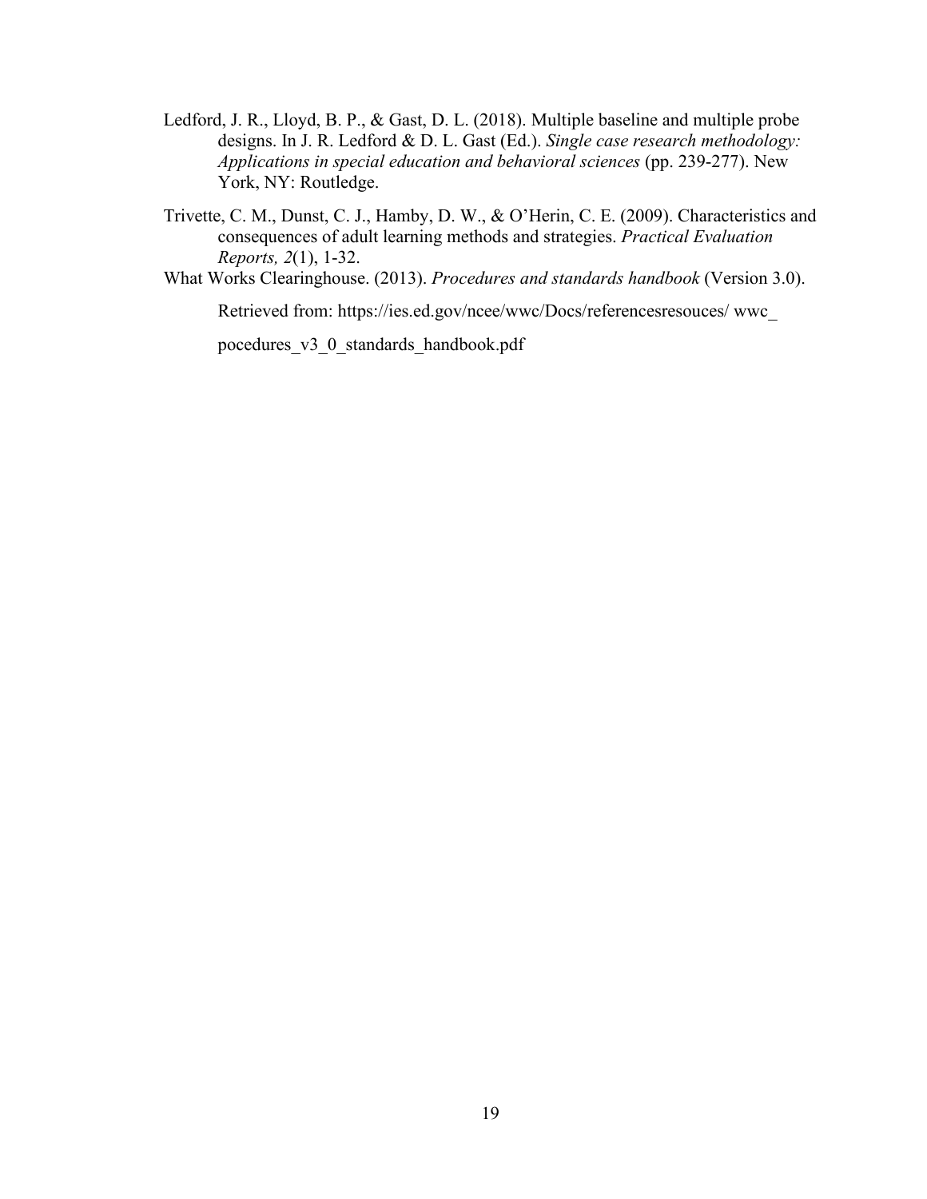Ledford, J. R., Lloyd, B. P., & Gast, D. L. (2018). Multiple baseline and multiple probe designs. In J. R. Ledford & D. L. Gast (Ed.). *Single case research methodology: Applications in special education and behavioral sciences* (pp. 239-277). New York, NY: Routledge.

Trivette, C. M., Dunst, C. J., Hamby, D. W., & O'Herin, C. E. (2009). Characteristics and consequences of adult learning methods and strategies. *Practical Evaluation Reports, 2*(1), 1-32.

What Works Clearinghouse. (2013). *Procedures and standards handbook* (Version 3.0). Retrieved from: https://ies.ed.gov/ncee/wwc/Docs/referencesresouces/ wwc_pocedures_v3_0_standards_handbook.pdf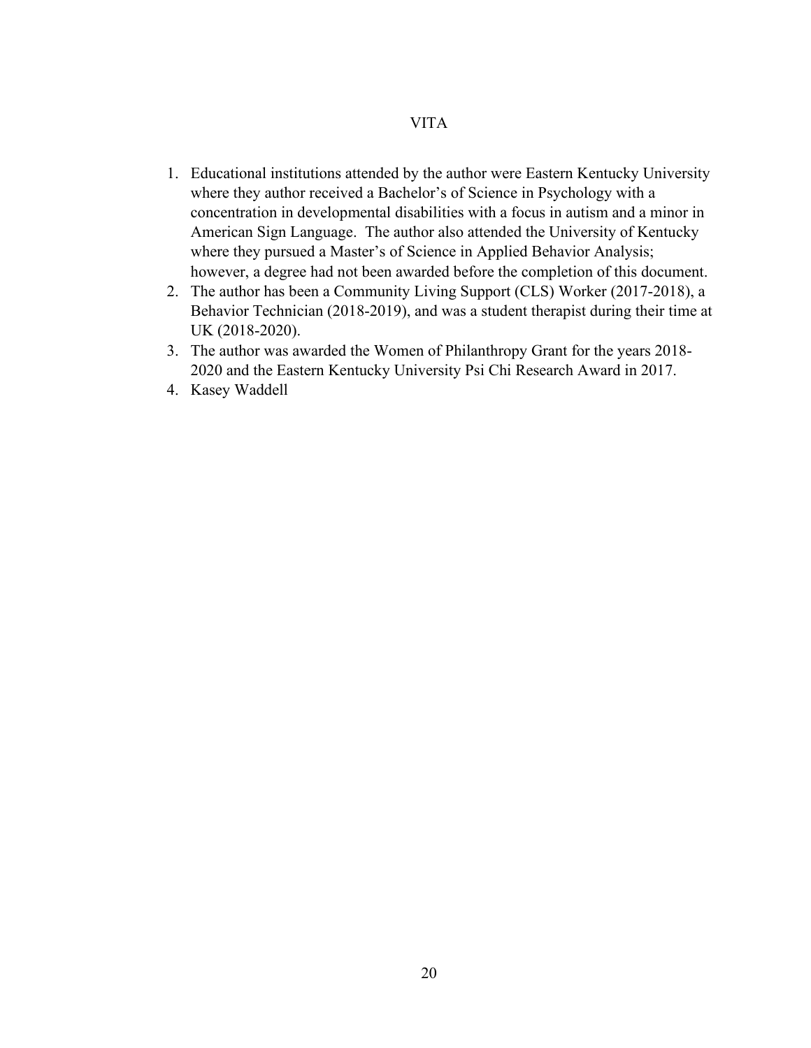# VITA

1. Educational institutions attended by the author were Eastern Kentucky University where they author received a Bachelor's of Science in Psychology with a concentration in developmental disabilities with a focus in autism and a minor in American Sign Language. The author also attended the University of Kentucky where they pursued a Master's of Science in Applied Behavior Analysis; however, a degree had not been awarded before the completion of this document.
2. The author has been a Community Living Support (CLS) Worker (2017-2018), a Behavior Technician (2018-2019), and was a student therapist during their time at UK (2018-2020).
3. The author was awarded the Women of Philanthropy Grant for the years 2018-2020 and the Eastern Kentucky University Psi Chi Research Award in 2017.
4. Kasey Waddell